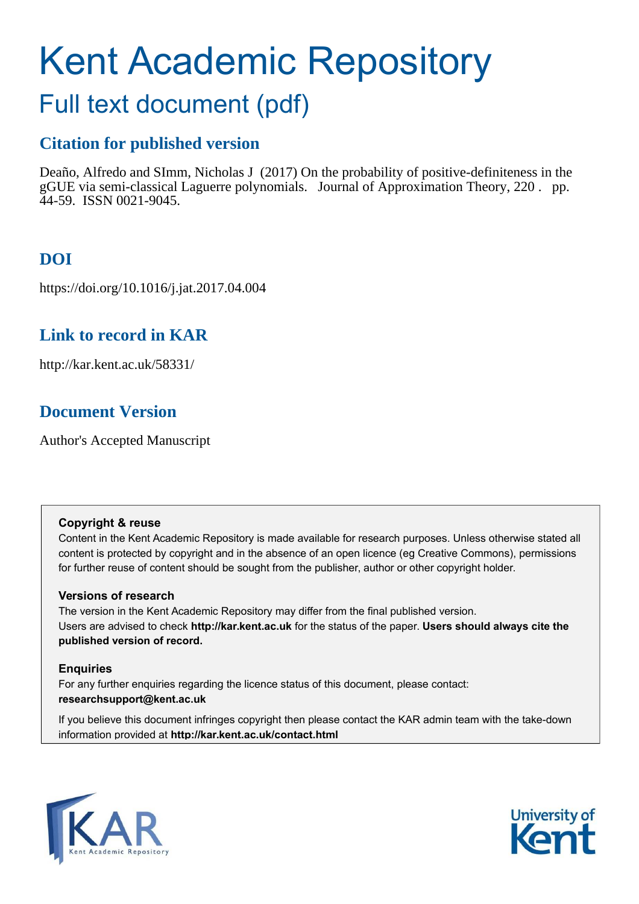# Kent Academic Repository

## Full text document (pdf)

### Citation for published version

Deaño, Alfredo and SImm, Nicholas J (2017) On the probability of positive-definiteness in the gGUE via semi-classical Laguerre polynomials. Journal of Approximation Theory, 220 . pp. 44-59. ISSN 0021-9045.

### DOI

https://doi.org/10.1016/j.jat.2017.04.004

### Link to record in KAR

http://kar.kent.ac.uk/58331/

### Document Version

Author's Accepted Manuscript

**Copyright & reuse**

Content in the Kent Academic Repository is made available for research purposes. Unless otherwise stated all content is protected by copyright and in the absence of an open licence (eg Creative Commons), permissions for further reuse of content should be sought from the publisher, author or other copyright holder.

**Versions of research**

The version in the Kent Academic Repository may differ from the final published version. Users are advised to check **http://kar.kent.ac.uk** for the status of the paper. **Users should always cite the published version of record.**

**Enquiries**

For any further enquiries regarding the licence status of this document, please contact: **researchsupport@kent.ac.uk**

If you believe this document infringes copyright then please contact the KAR admin team with the take-down information provided at **http://kar.kent.ac.uk/contact.html**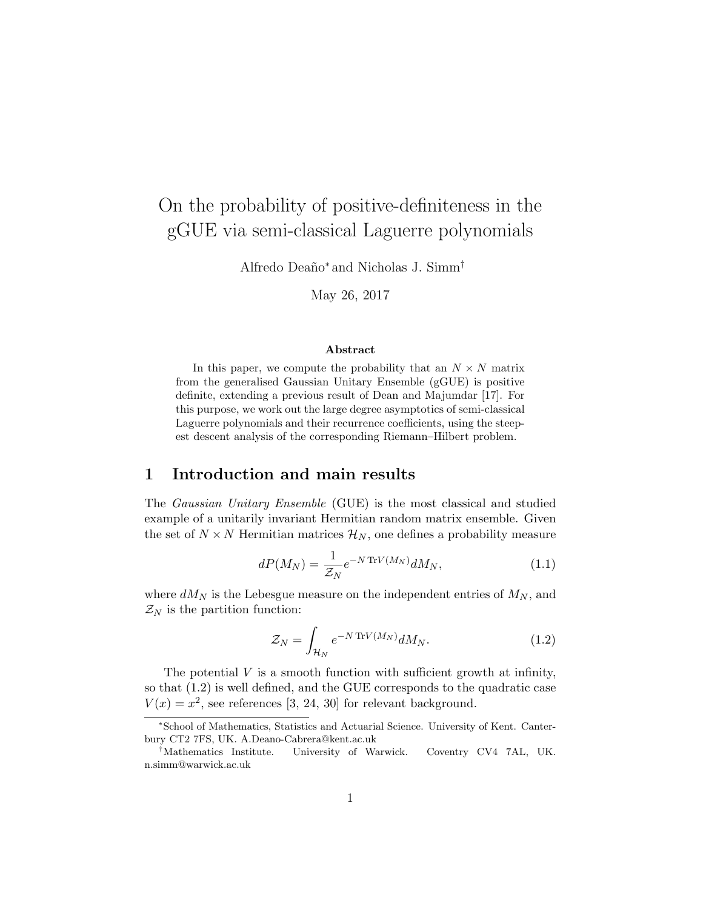# On the probability of positive-definiteness in the gGUE via semi-classical Laguerre polynomials

Alfredo Deaño* and Nicholas J. Simm†

May 26, 2017

### Abstract

In this paper, we compute the probability that an $N \times N$ matrix from the generalised Gaussian Unitary Ensemble (gGUE) is positive definite, extending a previous result of Dean and Majumdar [17]. For this purpose, we work out the large degree asymptotics of semi-classical Laguerre polynomials and their recurrence coefficients, using the steepest descent analysis of the corresponding Riemann–Hilbert problem.

## 1 Introduction and main results

The *Gaussian Unitary Ensemble* (GUE) is the most classical and studied example of a unitarily invariant Hermitian random matrix ensemble. Given the set of $N \times N$ Hermitian matrices $\mathcal{H}_N$, one defines a probability measure

$$dP(M_N) = \frac{1}{\mathcal{Z}_N} e^{-N \operatorname{Tr} V(M_N)} dM_N, \tag{1.1}$$

where $dM_N$ is the Lebesgue measure on the independent entries of $M_N$, and $\mathcal{Z}_N$ is the partition function:

$$\mathcal{Z}_N = \int_{\mathcal{H}_N} e^{-N \operatorname{Tr} V(M_N)} dM_N. \tag{1.2}$$

The potential $V$ is a smooth function with sufficient growth at infinity, so that (1.2) is well defined, and the GUE corresponds to the quadratic case $V(x) = x^2$, see references [3, 24, 30] for relevant background.

---

*School of Mathematics, Statistics and Actuarial Science. University of Kent. Canterbury CT2 7FS, UK. A.Deano-Cabrera@kent.ac.uk

†Mathematics Institute. University of Warwick. Coventry CV4 7AL, UK. n.simm@warwick.ac.uk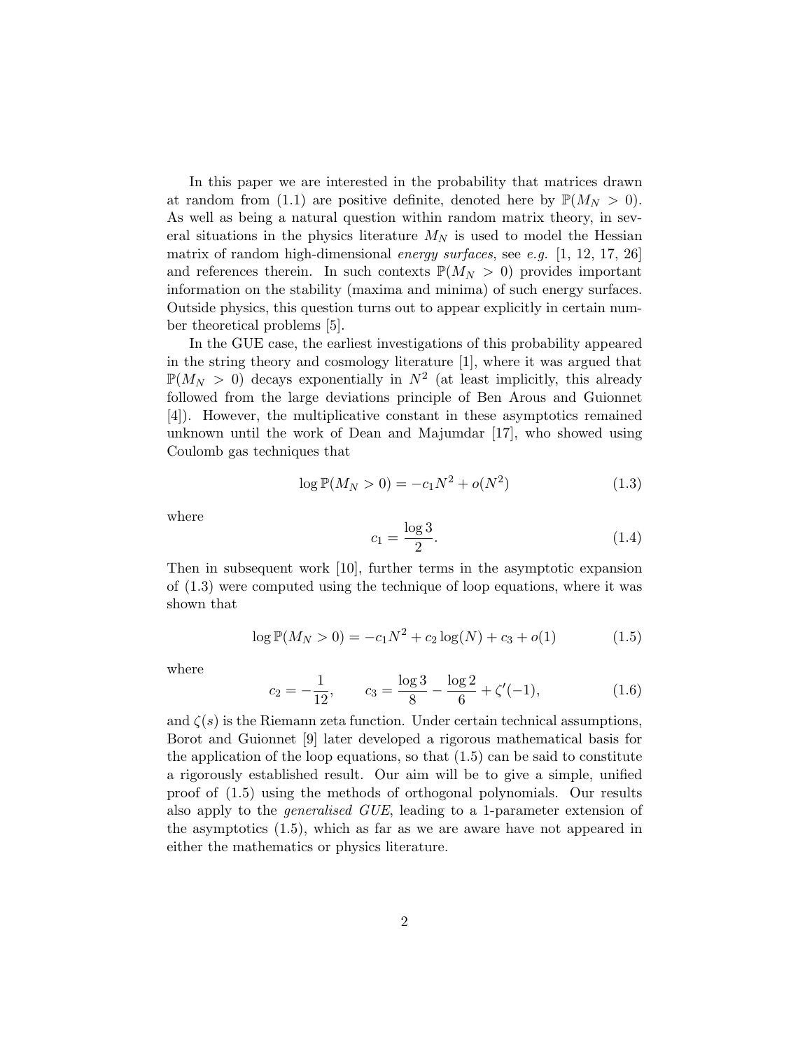In this paper we are interested in the probability that matrices drawn at random from (1.1) are positive definite, denoted here by $\mathbb{P}(M_N > 0)$. As well as being a natural question within random matrix theory, in several situations in the physics literature $M_N$ is used to model the Hessian matrix of random high-dimensional *energy surfaces*, see *e.g.* [1, 12, 17, 26] and references therein. In such contexts $\mathbb{P}(M_N > 0)$ provides important information on the stability (maxima and minima) of such energy surfaces. Outside physics, this question turns out to appear explicitly in certain number theoretical problems [5].

In the GUE case, the earliest investigations of this probability appeared in the string theory and cosmology literature [1], where it was argued that $\mathbb{P}(M_N > 0)$ decays exponentially in $N^2$ (at least implicitly, this already followed from the large deviations principle of Ben Arous and Guionnet [4]). However, the multiplicative constant in these asymptotics remained unknown until the work of Dean and Majumdar [17], who showed using Coulomb gas techniques that

$$\log \mathbb{P}(M_N > 0) = -c_1 N^2 + o(N^2) \tag{1.3}$$

where

$$c_1 = \frac{\log 3}{2}. \tag{1.4}$$

Then in subsequent work [10], further terms in the asymptotic expansion of (1.3) were computed using the technique of loop equations, where it was shown that

$$\log \mathbb{P}(M_N > 0) = -c_1 N^2 + c_2 \log(N) + c_3 + o(1) \tag{1.5}$$

where

$$c_2 = -\frac{1}{12}, \qquad c_3 = \frac{\log 3}{8} - \frac{\log 2}{6} + \zeta'(-1), \tag{1.6}$$

and $\zeta(s)$ is the Riemann zeta function. Under certain technical assumptions, Borot and Guionnet [9] later developed a rigorous mathematical basis for the application of the loop equations, so that (1.5) can be said to constitute a rigorously established result. Our aim will be to give a simple, unified proof of (1.5) using the methods of orthogonal polynomials. Our results also apply to the *generalised GUE*, leading to a 1-parameter extension of the asymptotics (1.5), which as far as we are aware have not appeared in either the mathematics or physics literature.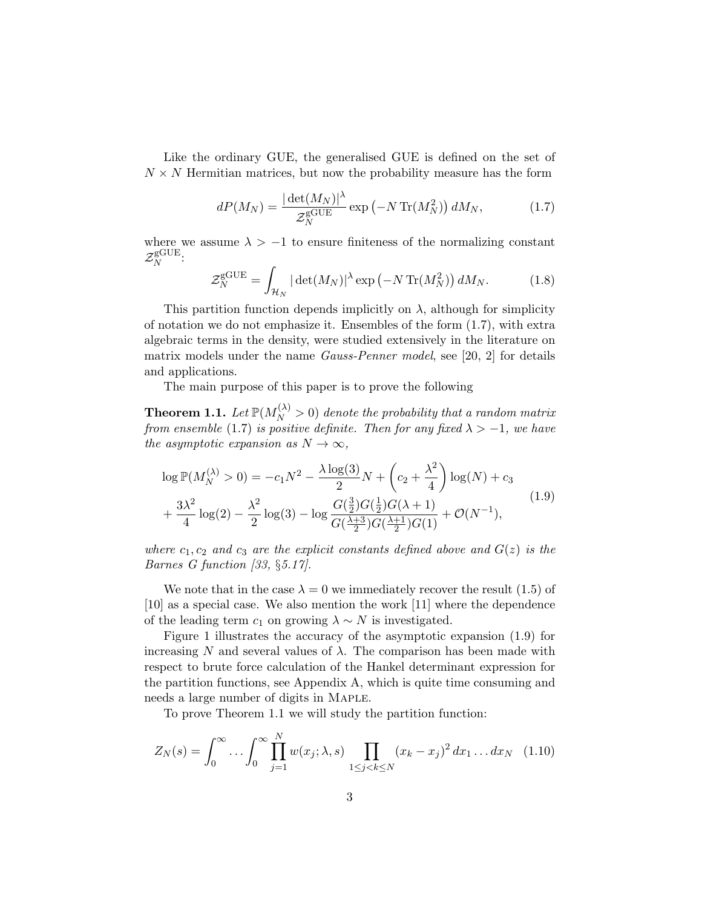Like the ordinary GUE, the generalised GUE is defined on the set of $N \times N$ Hermitian matrices, but now the probability measure has the form

$$dP(M_N) = \frac{|\det(M_N)|^\lambda}{\mathcal{Z}_N^{\mathrm{gGUE}}} \exp\left(-N \operatorname{Tr}(M_N^2)\right) dM_N, \tag{1.7}$$

where we assume $\lambda > -1$ to ensure finiteness of the normalizing constant $\mathcal{Z}_N^{\mathrm{gGUE}}$:

$$\mathcal{Z}_N^{\mathrm{gGUE}} = \int_{\mathcal{H}_N} |\det(M_N)|^\lambda \exp\left(-N \operatorname{Tr}(M_N^2)\right) dM_N. \tag{1.8}$$

This partition function depends implicitly on $\lambda$, although for simplicity of notation we do not emphasize it. Ensembles of the form (1.7), with extra algebraic terms in the density, were studied extensively in the literature on matrix models under the name *Gauss-Penner model*, see [20, 2] for details and applications.

The main purpose of this paper is to prove the following

**Theorem 1.1.** *Let $\mathbb{P}(M_N^{(\lambda)} > 0)$ denote the probability that a random matrix from ensemble* (1.7) *is positive definite. Then for any fixed $\lambda > -1$, we have the asymptotic expansion as $N \to \infty$,*

$$\begin{aligned}
\log \mathbb{P}(M_N^{(\lambda)} > 0) = &-c_1 N^2 - \frac{\lambda \log(3)}{2} N + \left(c_2 + \frac{\lambda^2}{4}\right) \log(N) + c_3 \\
&+ \frac{3\lambda^2}{4} \log(2) - \frac{\lambda^2}{2} \log(3) - \log \frac{G(\frac{3}{2}) G(\frac{1}{2}) G(\lambda+1)}{G(\frac{\lambda+3}{2}) G(\frac{\lambda+1}{2}) G(1)} + \mathcal{O}(N^{-1}),
\end{aligned} \tag{1.9}$$

*where $c_1, c_2$ and $c_3$ are the explicit constants defined above and $G(z)$ is the Barnes G function [33, §5.17].*

We note that in the case $\lambda = 0$ we immediately recover the result (1.5) of [10] as a special case. We also mention the work [11] where the dependence of the leading term $c_1$ on growing $\lambda \sim N$ is investigated.

Figure 1 illustrates the accuracy of the asymptotic expansion (1.9) for increasing $N$ and several values of $\lambda$. The comparison has been made with respect to brute force calculation of the Hankel determinant expression for the partition functions, see Appendix A, which is quite time consuming and needs a large number of digits in Maple.

To prove Theorem 1.1 we will study the partition function:

$$Z_N(s) = \int_0^\infty \cdots \int_0^\infty \prod_{j=1}^N w(x_j; \lambda, s) \prod_{1 \le j < k \le N} (x_k - x_j)^2 \, dx_1 \ldots dx_N \tag{1.10}$$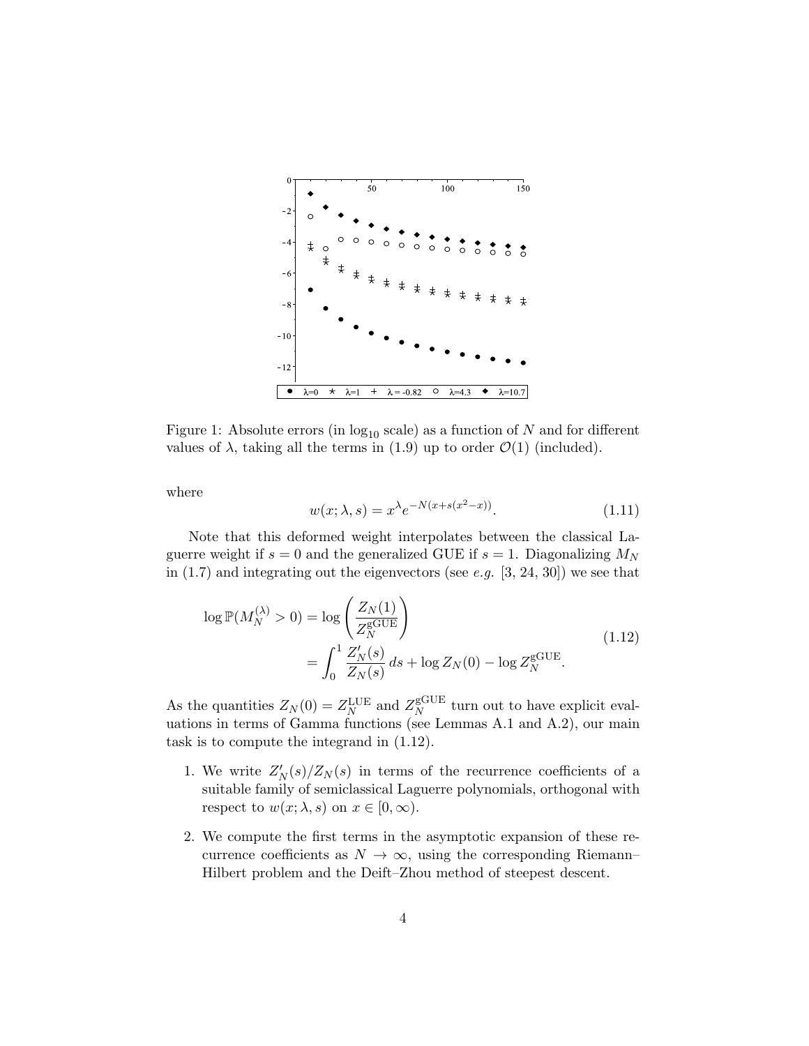Figure 1: Absolute errors (in $\log_{10}$ scale) as a function of $N$ and for different values of $\lambda$, taking all the terms in (1.9) up to order $\mathcal{O}(1)$ (included).

where

$$w(x;\lambda,s) = x^{\lambda} e^{-N(x+s(x^2-x))}. \tag{1.11}$$

Note that this deformed weight interpolates between the classical Laguerre weight if $s=0$ and the generalized GUE if $s=1$. Diagonalizing $M_N$ in (1.7) and integrating out the eigenvectors (see *e.g.* [3, 24, 30]) we see that

$$\begin{aligned} \log \mathbb{P}(M_N^{(\lambda)} > 0) &= \log\left(\frac{Z_N(1)}{Z_N^{\mathrm{gGUE}}}\right) \\ &= \int_0^1 \frac{Z_N'(s)}{Z_N(s)}\, ds + \log Z_N(0) - \log Z_N^{\mathrm{gGUE}}. \end{aligned} \tag{1.12}$$

As the quantities $Z_N(0) = Z_N^{\mathrm{LUE}}$ and $Z_N^{\mathrm{gGUE}}$ turn out to have explicit evaluations in terms of Gamma functions (see Lemmas A.1 and A.2), our main task is to compute the integrand in (1.12).

1. We write $Z_N'(s)/Z_N(s)$ in terms of the recurrence coefficients of a suitable family of semiclassical Laguerre polynomials, orthogonal with respect to $w(x;\lambda,s)$ on $x \in [0,\infty)$.

2. We compute the first terms in the asymptotic expansion of these recurrence coefficients as $N \to \infty$, using the corresponding Riemann–Hilbert problem and the Deift–Zhou method of steepest descent.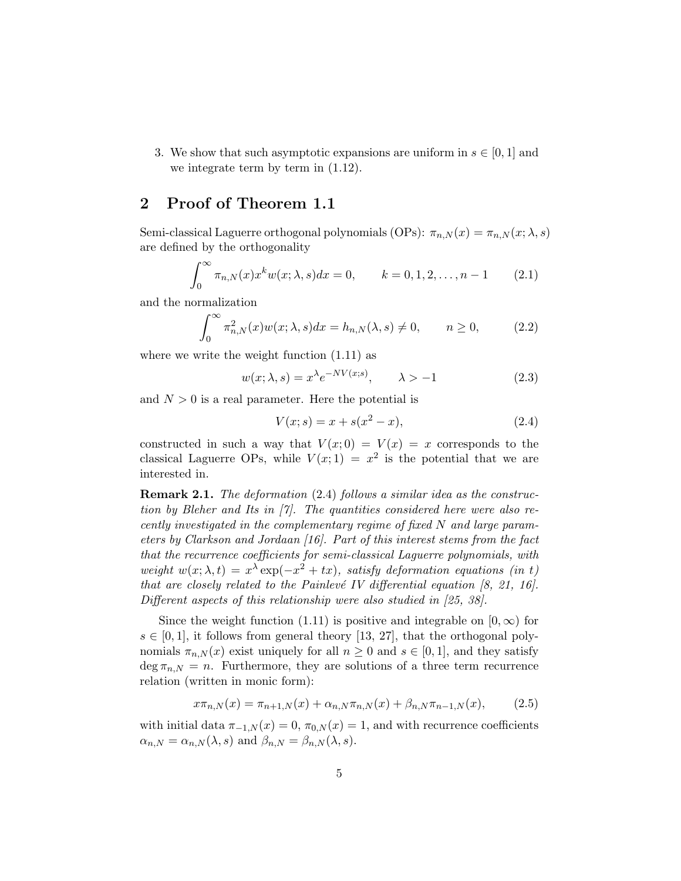3. We show that such asymptotic expansions are uniform in $s \in [0,1]$ and we integrate term by term in (1.12).

## 2 Proof of Theorem 1.1

Semi-classical Laguerre orthogonal polynomials (OPs): $\pi_{n,N}(x) = \pi_{n,N}(x; \lambda, s)$ are defined by the orthogonality

$$\int_0^\infty \pi_{n,N}(x) x^k w(x; \lambda, s) dx = 0, \qquad k = 0, 1, 2, \ldots, n-1 \tag{2.1}$$

and the normalization

$$\int_0^\infty \pi_{n,N}^2(x) w(x; \lambda, s) dx = h_{n,N}(\lambda, s) \neq 0, \qquad n \geq 0, \tag{2.2}$$

where we write the weight function (1.11) as

$$w(x; \lambda, s) = x^\lambda e^{-NV(x;s)}, \qquad \lambda > -1 \tag{2.3}$$

and $N > 0$ is a real parameter. Here the potential is

$$V(x; s) = x + s(x^2 - x), \tag{2.4}$$

constructed in such a way that $V(x; 0) = V(x) = x$ corresponds to the classical Laguerre OPs, while $V(x; 1) = x^2$ is the potential that we are interested in.

**Remark 2.1.** *The deformation* (2.4) *follows a similar idea as the construction by Bleher and Its in [7]. The quantities considered here were also recently investigated in the complementary regime of fixed $N$ and large parameters by Clarkson and Jordaan [16]. Part of this interest stems from the fact that the recurrence coefficients for semi-classical Laguerre polynomials, with weight $w(x; \lambda, t) = x^\lambda \exp(-x^2 + tx)$, satisfy deformation equations (in $t$) that are closely related to the Painlevé IV differential equation [8, 21, 16]. Different aspects of this relationship were also studied in [25, 38].*

Since the weight function (1.11) is positive and integrable on $[0, \infty)$ for $s \in [0, 1]$, it follows from general theory [13, 27], that the orthogonal polynomials $\pi_{n,N}(x)$ exist uniquely for all $n \geq 0$ and $s \in [0, 1]$, and they satisfy $\deg \pi_{n,N} = n$. Furthermore, they are solutions of a three term recurrence relation (written in monic form):

$$x\pi_{n,N}(x) = \pi_{n+1,N}(x) + \alpha_{n,N}\pi_{n,N}(x) + \beta_{n,N}\pi_{n-1,N}(x), \tag{2.5}$$

with initial data $\pi_{-1,N}(x) = 0$, $\pi_{0,N}(x) = 1$, and with recurrence coefficients $\alpha_{n,N} = \alpha_{n,N}(\lambda, s)$ and $\beta_{n,N} = \beta_{n,N}(\lambda, s)$.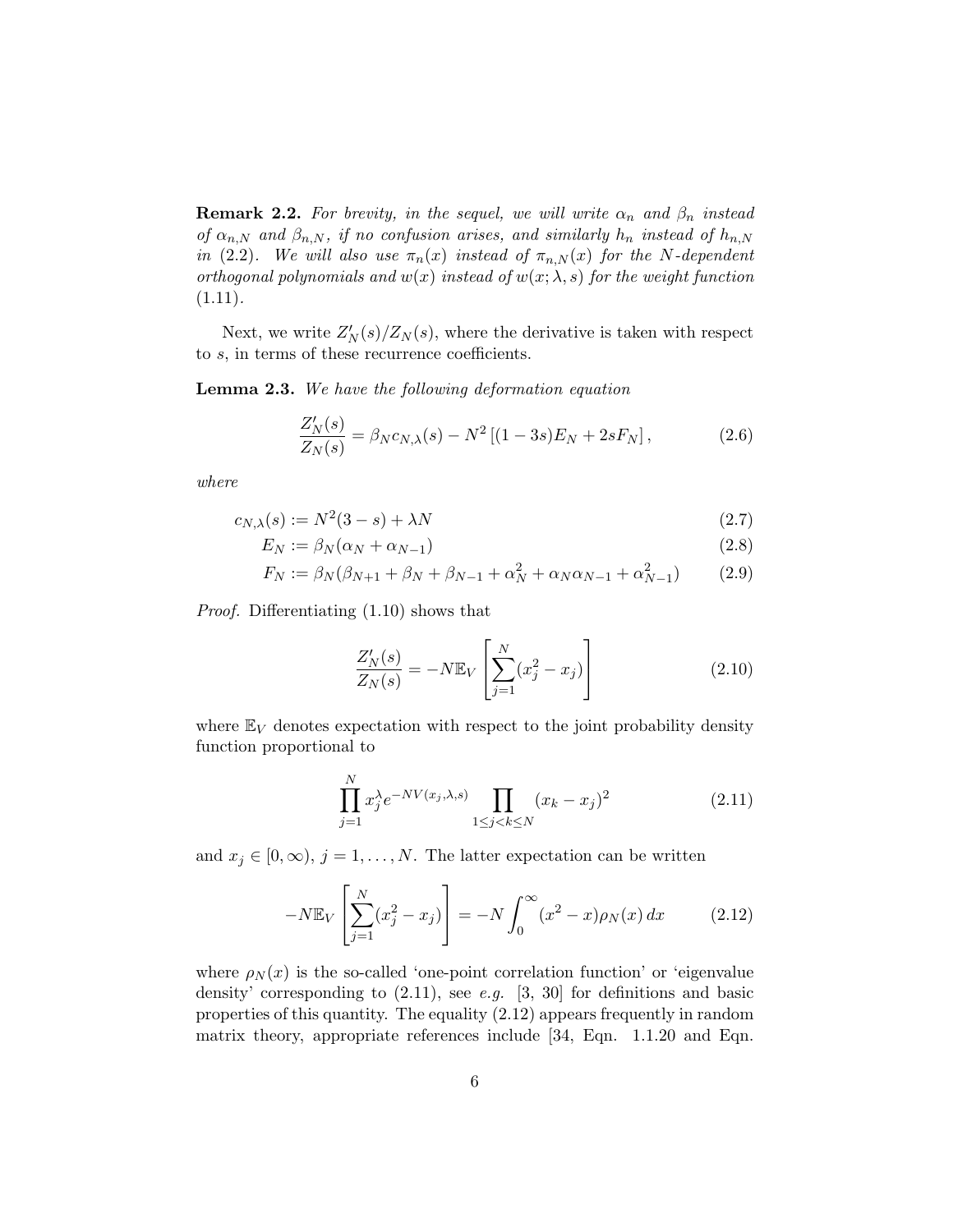**Remark 2.2.** *For brevity, in the sequel, we will write $\alpha_n$ and $\beta_n$ instead of $\alpha_{n,N}$ and $\beta_{n,N}$, if no confusion arises, and similarly $h_n$ instead of $h_{n,N}$ in (2.2). We will also use $\pi_n(x)$ instead of $\pi_{n,N}(x)$ for the $N$-dependent orthogonal polynomials and $w(x)$ instead of $w(x;\lambda,s)$ for the weight function (1.11).*

Next, we write $Z_N'(s)/Z_N(s)$, where the derivative is taken with respect to $s$, in terms of these recurrence coefficients.

**Lemma 2.3.** *We have the following deformation equation*

$$\frac{Z_N'(s)}{Z_N(s)} = \beta_N c_{N,\lambda}(s) - N^2\left[(1-3s)E_N + 2sF_N\right], \tag{2.6}$$

*where*

$$c_{N,\lambda}(s) := N^2(3-s) + \lambda N \tag{2.7}$$

$$E_N := \beta_N(\alpha_N + \alpha_{N-1}) \tag{2.8}$$

$$F_N := \beta_N(\beta_{N+1} + \beta_N + \beta_{N-1} + \alpha_N^2 + \alpha_N\alpha_{N-1} + \alpha_{N-1}^2) \tag{2.9}$$

*Proof.* Differentiating (1.10) shows that

$$\frac{Z_N'(s)}{Z_N(s)} = -N\mathbb{E}_V\left[\sum_{j=1}^N (x_j^2 - x_j)\right] \tag{2.10}$$

where $\mathbb{E}_V$ denotes expectation with respect to the joint probability density function proportional to

$$\prod_{j=1}^N x_j^\lambda e^{-NV(x_j,\lambda,s)} \prod_{1\le j<k\le N} (x_k - x_j)^2 \tag{2.11}$$

and $x_j \in [0,\infty)$, $j = 1,\ldots,N$. The latter expectation can be written

$$-N\mathbb{E}_V\left[\sum_{j=1}^N (x_j^2 - x_j)\right] = -N\int_0^\infty (x^2 - x)\rho_N(x)\,dx \tag{2.12}$$

where $\rho_N(x)$ is the so-called 'one-point correlation function' or 'eigenvalue density' corresponding to (2.11), see *e.g.* [3, 30] for definitions and basic properties of this quantity. The equality (2.12) appears frequently in random matrix theory, appropriate references include [34, Eqn. 1.1.20 and Eqn.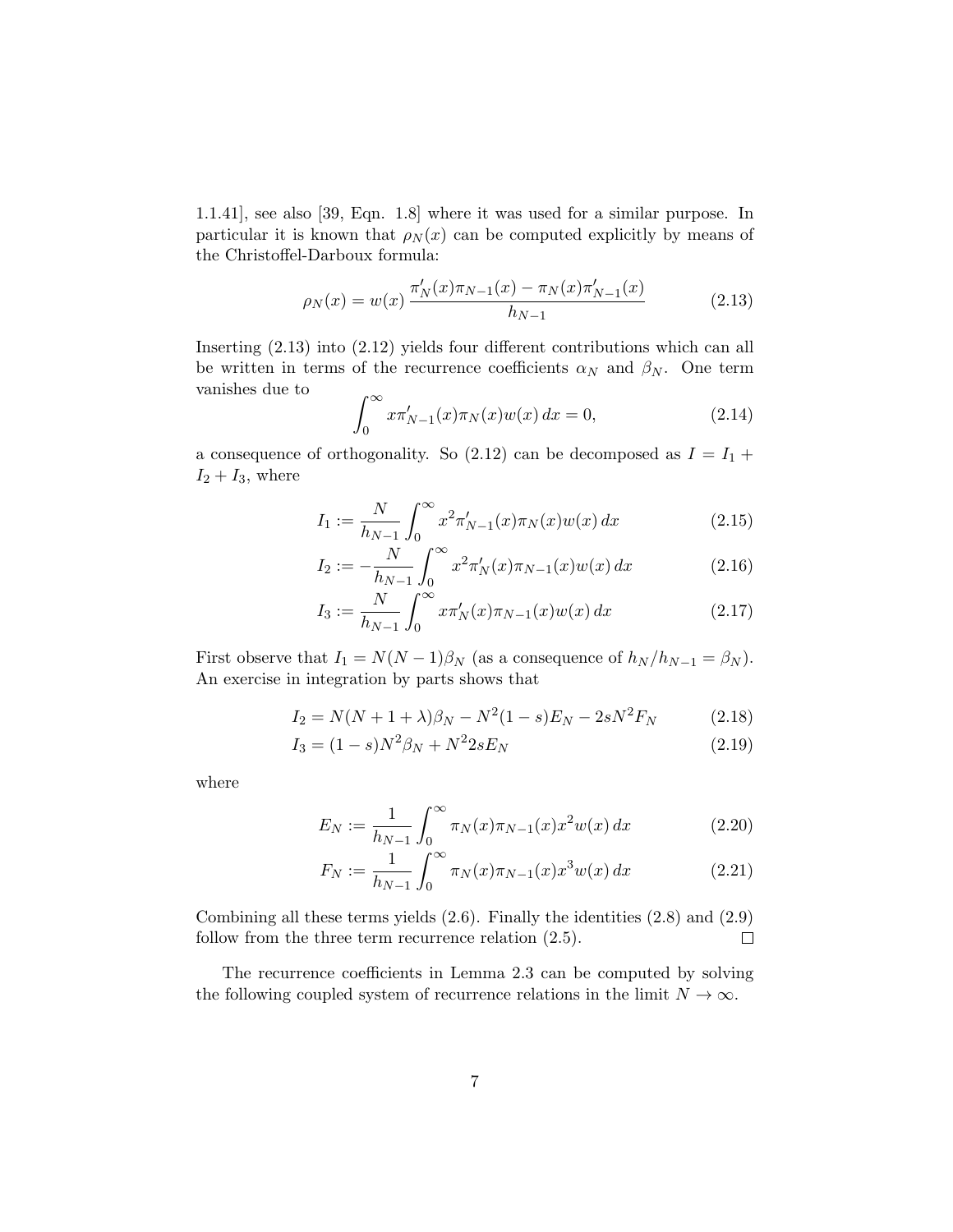1.1.41], see also [39, Eqn. 1.8] where it was used for a similar purpose. In particular it is known that $\rho_N(x)$ can be computed explicitly by means of the Christoffel-Darboux formula:

$$\rho_N(x) = w(x)\, \frac{\pi_N'(x)\pi_{N-1}(x) - \pi_N(x)\pi_{N-1}'(x)}{h_{N-1}} \tag{2.13}$$

Inserting (2.13) into (2.12) yields four different contributions which can all be written in terms of the recurrence coefficients $\alpha_N$ and $\beta_N$. One term vanishes due to

$$\int_0^\infty x\pi_{N-1}'(x)\pi_N(x)w(x)\,dx = 0, \tag{2.14}$$

a consequence of orthogonality. So (2.12) can be decomposed as $I = I_1 + I_2 + I_3$, where

$$I_1 := \frac{N}{h_{N-1}} \int_0^\infty x^2\pi_{N-1}'(x)\pi_N(x)w(x)\,dx \tag{2.15}$$

$$I_2 := -\frac{N}{h_{N-1}} \int_0^\infty x^2\pi_N'(x)\pi_{N-1}(x)w(x)\,dx \tag{2.16}$$

$$I_3 := \frac{N}{h_{N-1}} \int_0^\infty x\pi_N'(x)\pi_{N-1}(x)w(x)\,dx \tag{2.17}$$

First observe that $I_1 = N(N-1)\beta_N$ (as a consequence of $h_N/h_{N-1} = \beta_N$). An exercise in integration by parts shows that

$$I_2 = N(N+1+\lambda)\beta_N - N^2(1-s)E_N - 2sN^2F_N \tag{2.18}$$

$$I_3 = (1-s)N^2\beta_N + N^2 2sE_N \tag{2.19}$$

where

$$E_N := \frac{1}{h_{N-1}} \int_0^\infty \pi_N(x)\pi_{N-1}(x)x^2w(x)\,dx \tag{2.20}$$

$$F_N := \frac{1}{h_{N-1}} \int_0^\infty \pi_N(x)\pi_{N-1}(x)x^3w(x)\,dx \tag{2.21}$$

Combining all these terms yields (2.6). Finally the identities (2.8) and (2.9) follow from the three term recurrence relation (2.5). ◻

The recurrence coefficients in Lemma 2.3 can be computed by solving the following coupled system of recurrence relations in the limit $N \to \infty$.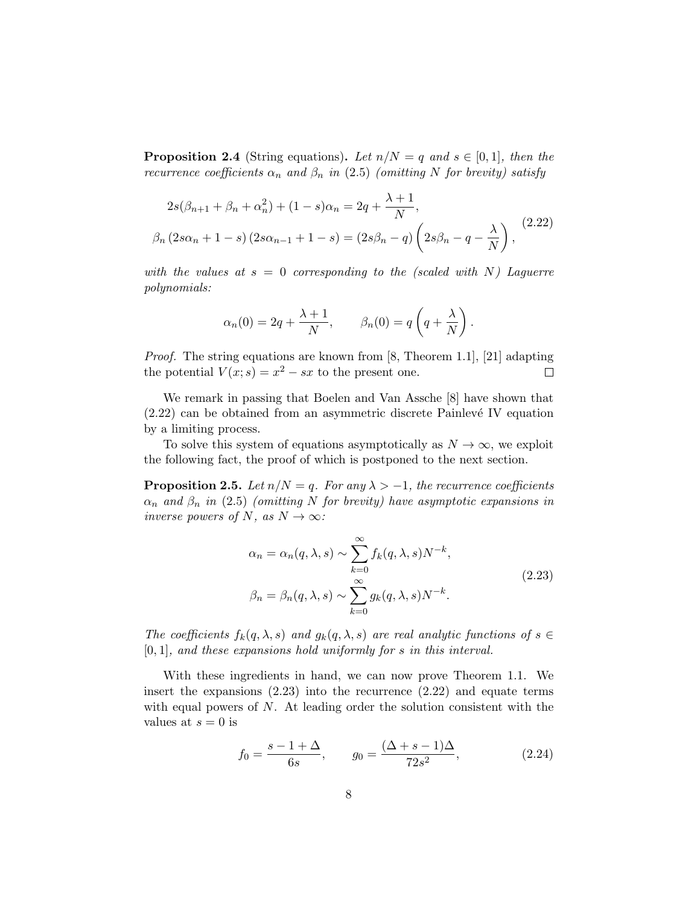**Proposition 2.4** (String equations)**.** *Let $n/N = q$ and $s \in [0,1]$, then the recurrence coefficients $\alpha_n$ and $\beta_n$ in* (2.5) *(omitting $N$ for brevity) satisfy*

$$
\begin{aligned}
2s(\beta_{n+1} + \beta_n + \alpha_n^2) + (1-s)\alpha_n &= 2q + \frac{\lambda+1}{N}, \\
\beta_n \left(2s\alpha_n + 1 - s\right)\left(2s\alpha_{n-1} + 1 - s\right) &= \left(2s\beta_n - q\right)\left(2s\beta_n - q - \frac{\lambda}{N}\right),
\end{aligned}
\tag{2.22}
$$

*with the values at $s = 0$ corresponding to the (scaled with $N$) Laguerre polynomials:*

$$
\alpha_n(0) = 2q + \frac{\lambda+1}{N}, \qquad \beta_n(0) = q\left(q + \frac{\lambda}{N}\right).
$$

*Proof.* The string equations are known from [8, Theorem 1.1], [21] adapting the potential $V(x;s) = x^2 - sx$ to the present one. $\square$

We remark in passing that Boelen and Van Assche [8] have shown that (2.22) can be obtained from an asymmetric discrete Painlevé IV equation by a limiting process.

To solve this system of equations asymptotically as $N \to \infty$, we exploit the following fact, the proof of which is postponed to the next section.

**Proposition 2.5.** *Let $n/N = q$. For any $\lambda > -1$, the recurrence coefficients $\alpha_n$ and $\beta_n$ in* (2.5) *(omitting $N$ for brevity) have asymptotic expansions in inverse powers of $N$, as $N \to \infty$:*

$$
\begin{aligned}
\alpha_n = \alpha_n(q,\lambda,s) &\sim \sum_{k=0}^{\infty} f_k(q,\lambda,s) N^{-k}, \\
\beta_n = \beta_n(q,\lambda,s) &\sim \sum_{k=0}^{\infty} g_k(q,\lambda,s) N^{-k}.
\end{aligned}
\tag{2.23}
$$

*The coefficients $f_k(q,\lambda,s)$ and $g_k(q,\lambda,s)$ are real analytic functions of $s \in [0,1]$, and these expansions hold uniformly for $s$ in this interval.*

With these ingredients in hand, we can now prove Theorem 1.1. We insert the expansions (2.23) into the recurrence (2.22) and equate terms with equal powers of $N$. At leading order the solution consistent with the values at $s = 0$ is

$$
f_0 = \frac{s - 1 + \Delta}{6s}, \qquad g_0 = \frac{(\Delta + s - 1)\Delta}{72 s^2},
\tag{2.24}
$$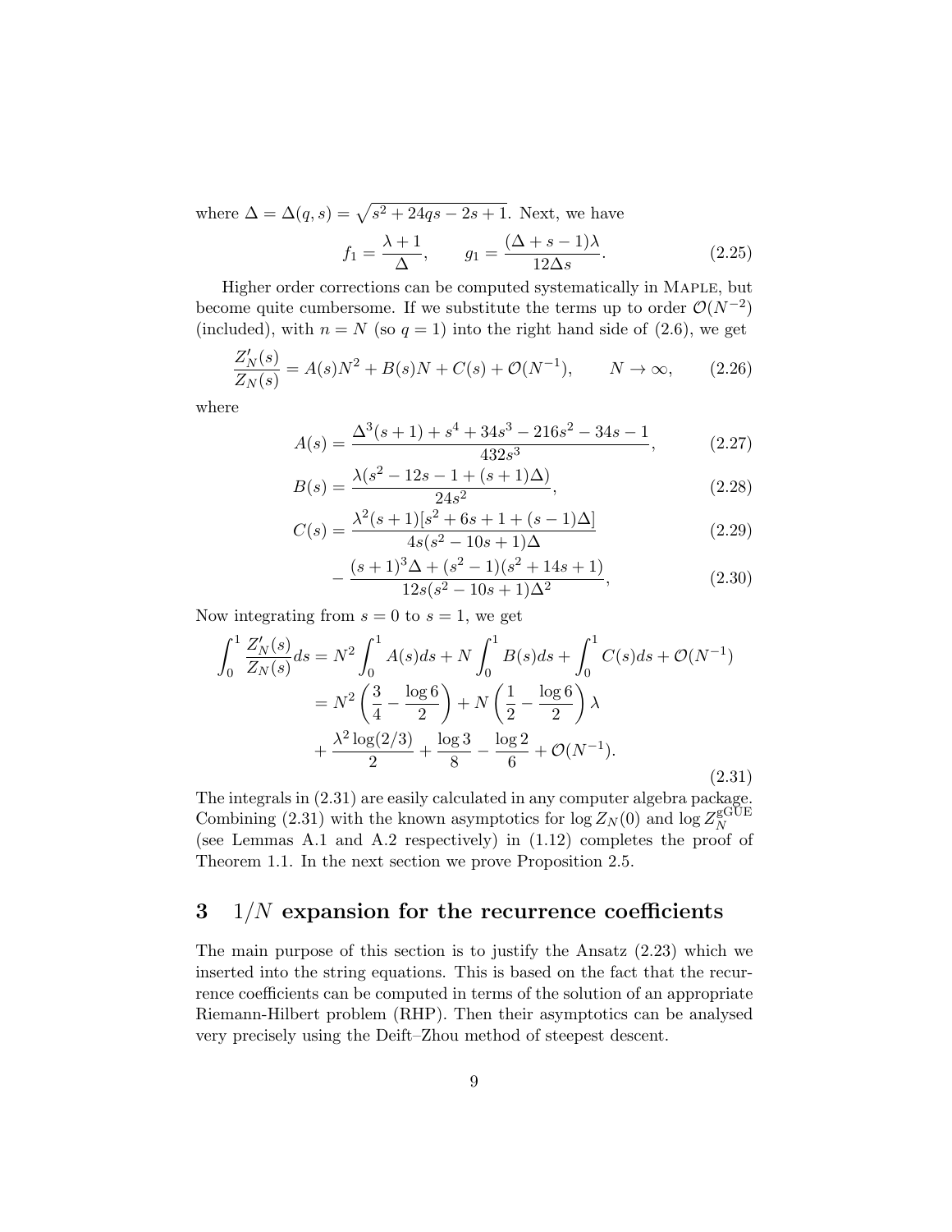where $\Delta = \Delta(q,s) = \sqrt{s^2 + 24qs - 2s + 1}$. Next, we have

$$f_1 = \frac{\lambda+1}{\Delta}, \qquad g_1 = \frac{(\Delta+s-1)\lambda}{12\Delta s}. \tag{2.25}$$

Higher order corrections can be computed systematically in Maple, but become quite cumbersome. If we substitute the terms up to order $\mathcal{O}(N^{-2})$ (included), with $n = N$ (so $q = 1$) into the right hand side of (2.6), we get

$$\frac{Z_N'(s)}{Z_N(s)} = A(s)N^2 + B(s)N + C(s) + \mathcal{O}(N^{-1}), \qquad N \to \infty, \tag{2.26}$$

where

$$A(s) = \frac{\Delta^3(s+1) + s^4 + 34s^3 - 216s^2 - 34s - 1}{432s^3}, \tag{2.27}$$

$$B(s) = \frac{\lambda(s^2 - 12s - 1 + (s+1)\Delta)}{24s^2}, \tag{2.28}$$

$$C(s) = \frac{\lambda^2(s+1)[s^2 + 6s + 1 + (s-1)\Delta]}{4s(s^2 - 10s + 1)\Delta} \tag{2.29}$$

$$- \frac{(s+1)^3\Delta + (s^2-1)(s^2+14s+1)}{12s(s^2-10s+1)\Delta^2}, \tag{2.30}$$

Now integrating from $s = 0$ to $s = 1$, we get

$$\begin{aligned}
\int_0^1 \frac{Z_N'(s)}{Z_N(s)} ds &= N^2 \int_0^1 A(s) ds + N \int_0^1 B(s) ds + \int_0^1 C(s) ds + \mathcal{O}(N^{-1}) \\
&= N^2 \left( \frac{3}{4} - \frac{\log 6}{2} \right) + N \left( \frac{1}{2} - \frac{\log 6}{2} \right) \lambda \\
&\quad + \frac{\lambda^2 \log(2/3)}{2} + \frac{\log 3}{8} - \frac{\log 2}{6} + \mathcal{O}(N^{-1}).
\end{aligned} \tag{2.31}$$

The integrals in (2.31) are easily calculated in any computer algebra package. Combining (2.31) with the known asymptotics for $\log Z_N(0)$ and $\log Z_N^{\mathrm{gGUE}}$ (see Lemmas A.1 and A.2 respectively) in (1.12) completes the proof of Theorem 1.1. In the next section we prove Proposition 2.5.

# 3 $1/N$ expansion for the recurrence coefficients

The main purpose of this section is to justify the Ansatz (2.23) which we inserted into the string equations. This is based on the fact that the recurrence coefficients can be computed in terms of the solution of an appropriate Riemann-Hilbert problem (RHP). Then their asymptotics can be analysed very precisely using the Deift–Zhou method of steepest descent.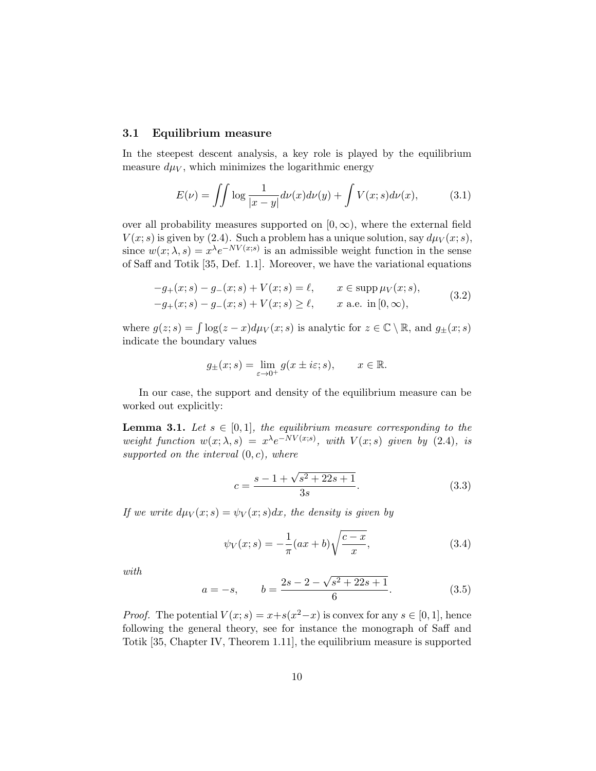### 3.1 Equilibrium measure

In the steepest descent analysis, a key role is played by the equilibrium measure $d\mu_V$, which minimizes the logarithmic energy

$$E(\nu) = \iint \log \frac{1}{|x-y|} d\nu(x) d\nu(y) + \int V(x;s) d\nu(x), \tag{3.1}$$

over all probability measures supported on $[0, \infty)$, where the external field $V(x;s)$ is given by (2.4). Such a problem has a unique solution, say $d\mu_V(x;s)$, since $w(x;\lambda, s) = x^\lambda e^{-NV(x;s)}$ is an admissible weight function in the sense of Saff and Totik [35, Def. 1.1]. Moreover, we have the variational equations

$$\begin{aligned} -g_+(x;s) - g_-(x;s) + V(x;s) &= \ell, \qquad x \in \operatorname{supp} \mu_V(x;s), \\ -g_+(x;s) - g_-(x;s) + V(x;s) &\geq \ell, \qquad x \text{ a.e. in } [0, \infty), \end{aligned} \tag{3.2}$$

where $g(z;s) = \int \log(z-x) d\mu_V(x;s)$ is analytic for $z \in \mathbb{C} \setminus \mathbb{R}$, and $g_\pm(x;s)$ indicate the boundary values

$$g_\pm(x;s) = \lim_{\varepsilon \to 0^+} g(x \pm i\varepsilon; s), \qquad x \in \mathbb{R}.$$

In our case, the support and density of the equilibrium measure can be worked out explicitly:

**Lemma 3.1.** *Let $s \in [0,1]$, the equilibrium measure corresponding to the weight function $w(x;\lambda,s) = x^\lambda e^{-NV(x;s)}$, with $V(x;s)$ given by (2.4), is supported on the interval $(0,c)$, where*

$$c = \frac{s - 1 + \sqrt{s^2 + 22s + 1}}{3s}. \tag{3.3}$$

*If we write $d\mu_V(x;s) = \psi_V(x;s)dx$, the density is given by*

$$\psi_V(x;s) = -\frac{1}{\pi}(ax+b)\sqrt{\frac{c-x}{x}}, \tag{3.4}$$

*with*

$$a = -s, \qquad b = \frac{2s - 2 - \sqrt{s^2 + 22s + 1}}{6}. \tag{3.5}$$

*Proof.* The potential $V(x;s) = x + s(x^2 - x)$ is convex for any $s \in [0,1]$, hence following the general theory, see for instance the monograph of Saff and Totik [35, Chapter IV, Theorem 1.11], the equilibrium measure is supported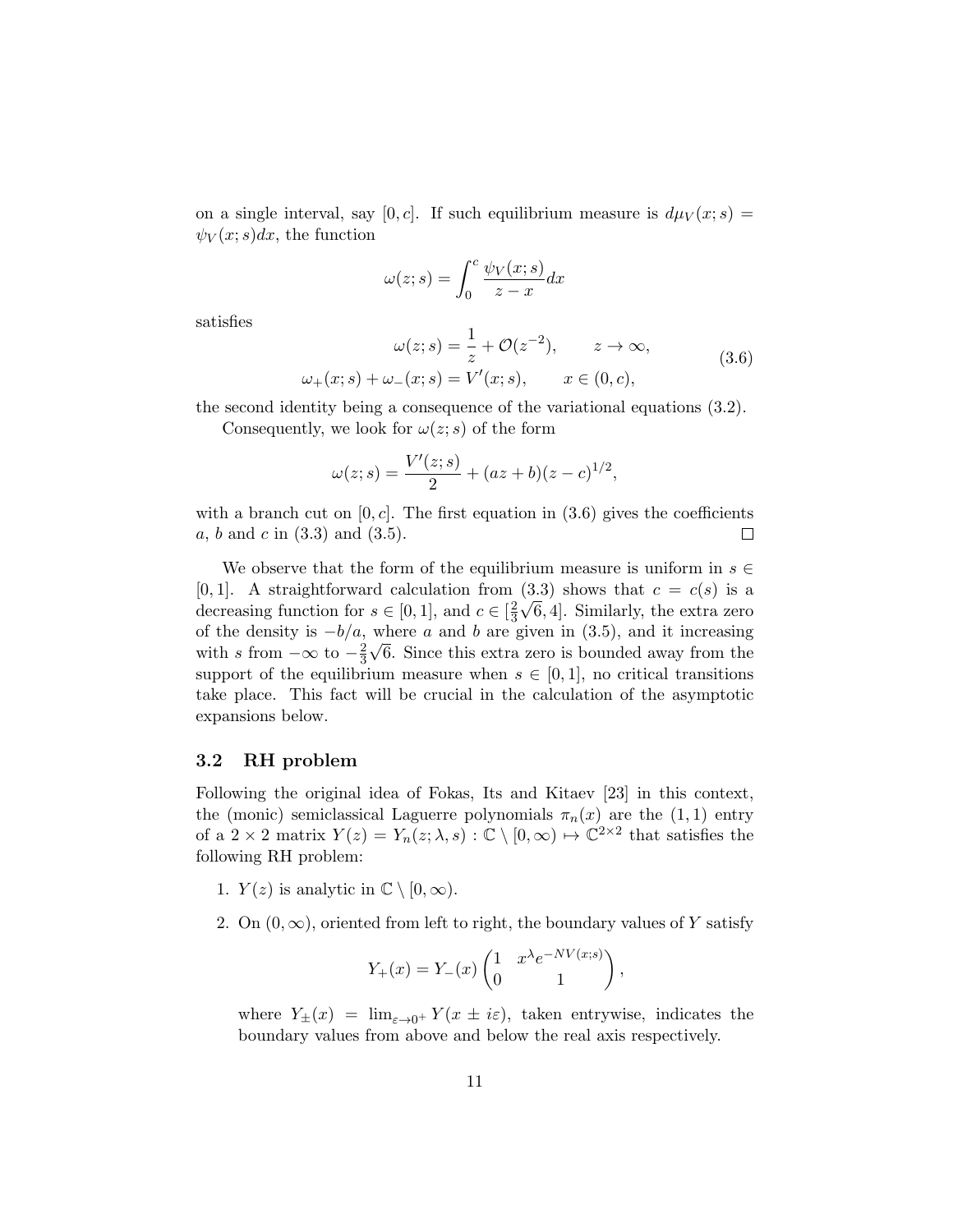on a single interval, say $[0, c]$. If such equilibrium measure is $d\mu_V(x; s) = \psi_V(x; s)dx$, the function

$$\omega(z; s) = \int_0^c \frac{\psi_V(x; s)}{z - x} dx$$

satisfies

$$\begin{aligned} \omega(z; s) &= \frac{1}{z} + \mathcal{O}(z^{-2}), \qquad z \to \infty, \\ \omega_+(x; s) + \omega_-(x; s) &= V'(x; s), \qquad x \in (0, c), \end{aligned} \tag{3.6}$$

the second identity being a consequence of the variational equations (3.2).

Consequently, we look for $\omega(z; s)$ of the form

$$\omega(z; s) = \frac{V'(z; s)}{2} + (az + b)(z - c)^{1/2},$$

with a branch cut on $[0, c]$. The first equation in (3.6) gives the coefficients $a$, $b$ and $c$ in (3.3) and (3.5). □

We observe that the form of the equilibrium measure is uniform in $s \in [0, 1]$. A straightforward calculation from (3.3) shows that $c = c(s)$ is a decreasing function for $s \in [0, 1]$, and $c \in [\frac{2}{3}\sqrt{6}, 4]$. Similarly, the extra zero of the density is $-b/a$, where $a$ and $b$ are given in (3.5), and it increasing with $s$ from $-\infty$ to $-\frac{2}{3}\sqrt{6}$. Since this extra zero is bounded away from the support of the equilibrium measure when $s \in [0, 1]$, no critical transitions take place. This fact will be crucial in the calculation of the asymptotic expansions below.

### 3.2 RH problem

Following the original idea of Fokas, Its and Kitaev [23] in this context, the (monic) semiclassical Laguerre polynomials $\pi_n(x)$ are the $(1, 1)$ entry of a $2 \times 2$ matrix $Y(z) = Y_n(z; \lambda, s) : \mathbb{C} \setminus [0, \infty) \mapsto \mathbb{C}^{2\times 2}$ that satisfies the following RH problem:

1. $Y(z)$ is analytic in $\mathbb{C} \setminus [0, \infty)$.
2. On $(0, \infty)$, oriented from left to right, the boundary values of $Y$ satisfy

$$Y_+(x) = Y_-(x) \begin{pmatrix} 1 & x^\lambda e^{-NV(x;s)} \\ 0 & 1 \end{pmatrix},$$

where $Y_\pm(x) = \lim_{\varepsilon \to 0^+} Y(x \pm i\varepsilon)$, taken entrywise, indicates the boundary values from above and below the real axis respectively.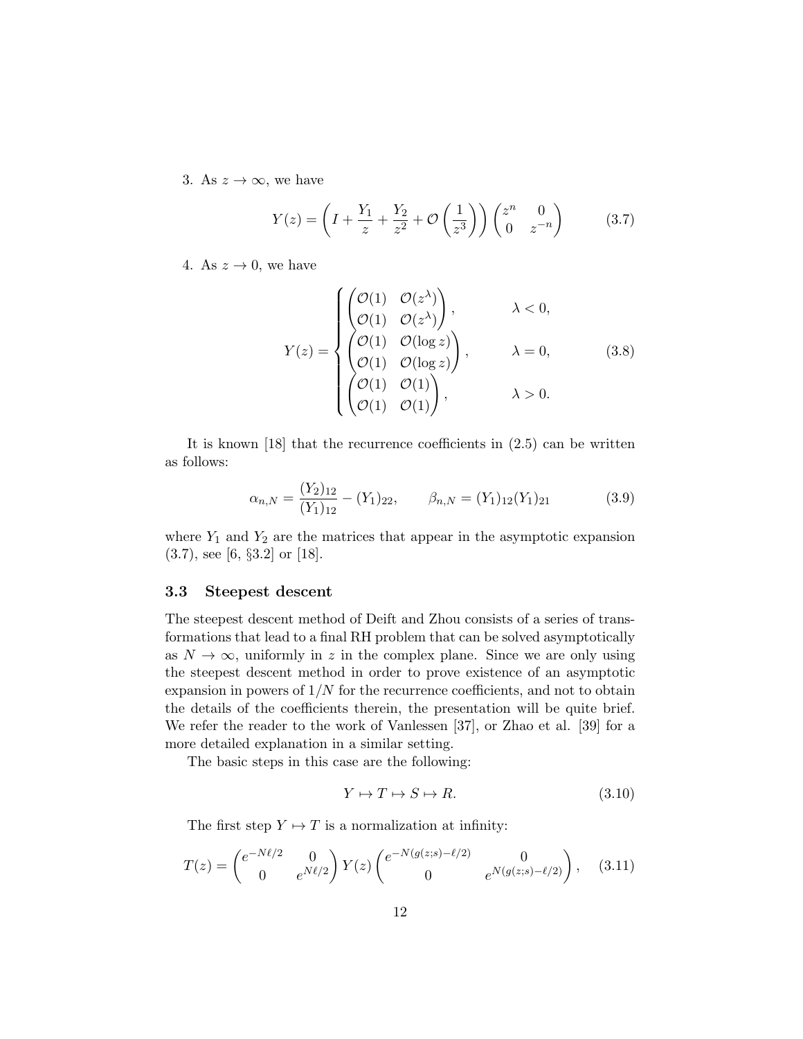3. As $z \to \infty$, we have

$$Y(z) = \left( I + \frac{Y_1}{z} + \frac{Y_2}{z^2} + \mathcal{O}\left(\frac{1}{z^3}\right) \right) \begin{pmatrix} z^n & 0 \\ 0 & z^{-n} \end{pmatrix} \tag{3.7}$$

4. As $z \to 0$, we have

$$Y(z) = \begin{cases} \begin{pmatrix} \mathcal{O}(1) & \mathcal{O}(z^\lambda) \\ \mathcal{O}(1) & \mathcal{O}(z^\lambda) \end{pmatrix}, & \lambda < 0, \\ \begin{pmatrix} \mathcal{O}(1) & \mathcal{O}(\log z) \\ \mathcal{O}(1) & \mathcal{O}(\log z) \end{pmatrix}, & \lambda = 0, \\ \begin{pmatrix} \mathcal{O}(1) & \mathcal{O}(1) \\ \mathcal{O}(1) & \mathcal{O}(1) \end{pmatrix}, & \lambda > 0. \end{cases} \tag{3.8}$$

It is known [18] that the recurrence coefficients in (2.5) can be written as follows:

$$\alpha_{n,N} = \frac{(Y_2)_{12}}{(Y_1)_{12}} - (Y_1)_{22}, \qquad \beta_{n,N} = (Y_1)_{12}(Y_1)_{21} \tag{3.9}$$

where $Y_1$ and $Y_2$ are the matrices that appear in the asymptotic expansion (3.7), see [6, §3.2] or [18].

### 3.3 Steepest descent

The steepest descent method of Deift and Zhou consists of a series of transformations that lead to a final RH problem that can be solved asymptotically as $N \to \infty$, uniformly in $z$ in the complex plane. Since we are only using the steepest descent method in order to prove existence of an asymptotic expansion in powers of $1/N$ for the recurrence coefficients, and not to obtain the details of the coefficients therein, the presentation will be quite brief. We refer the reader to the work of Vanlessen [37], or Zhao et al. [39] for a more detailed explanation in a similar setting.

The basic steps in this case are the following:

$$Y \mapsto T \mapsto S \mapsto R. \tag{3.10}$$

The first step $Y \mapsto T$ is a normalization at infinity:

$$T(z) = \begin{pmatrix} e^{-N\ell/2} & 0 \\ 0 & e^{N\ell/2} \end{pmatrix} Y(z) \begin{pmatrix} e^{-N(g(z;s)-\ell/2)} & 0 \\ 0 & e^{N(g(z;s)-\ell/2)} \end{pmatrix}, \tag{3.11}$$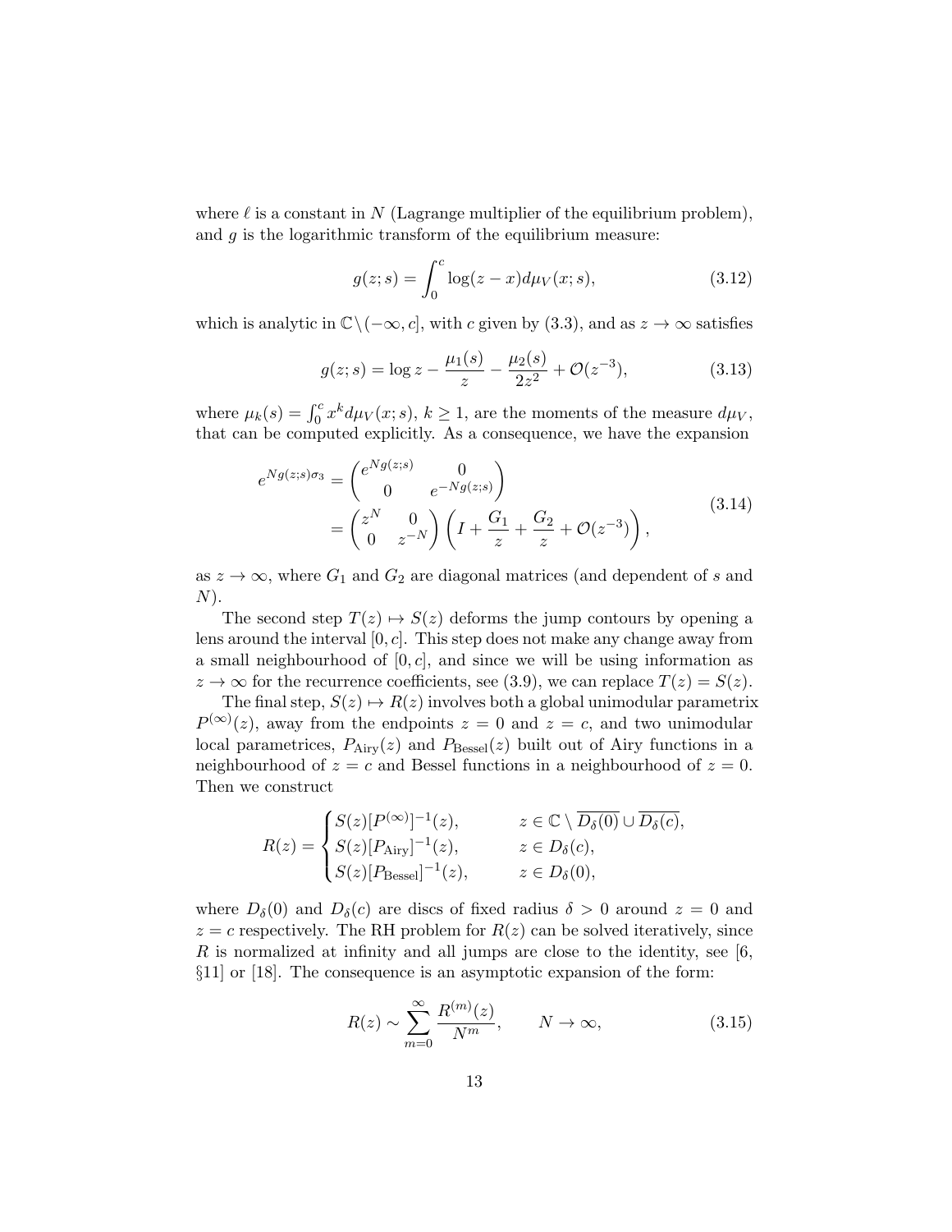where $\ell$ is a constant in $N$ (Lagrange multiplier of the equilibrium problem), and $g$ is the logarithmic transform of the equilibrium measure:

$$g(z;s) = \int_0^c \log(z-x)d\mu_V(x;s), \tag{3.12}$$

which is analytic in $\mathbb{C}\setminus(-\infty, c]$, with $c$ given by (3.3), and as $z \to \infty$ satisfies

$$g(z;s) = \log z - \frac{\mu_1(s)}{z} - \frac{\mu_2(s)}{2z^2} + \mathcal{O}(z^{-3}), \tag{3.13}$$

where $\mu_k(s) = \int_0^c x^k d\mu_V(x;s)$, $k \geq 1$, are the moments of the measure $d\mu_V$, that can be computed explicitly. As a consequence, we have the expansion

$$\begin{aligned} e^{Ng(z;s)\sigma_3} &= \begin{pmatrix} e^{Ng(z;s)} & 0 \\ 0 & e^{-Ng(z;s)} \end{pmatrix} \\ &= \begin{pmatrix} z^N & 0 \\ 0 & z^{-N} \end{pmatrix} \left( I + \frac{G_1}{z} + \frac{G_2}{z} + \mathcal{O}(z^{-3}) \right), \end{aligned} \tag{3.14}$$

as $z \to \infty$, where $G_1$ and $G_2$ are diagonal matrices (and dependent of $s$ and $N$).

The second step $T(z) \mapsto S(z)$ deforms the jump contours by opening a lens around the interval $[0, c]$. This step does not make any change away from a small neighbourhood of $[0, c]$, and since we will be using information as $z \to \infty$ for the recurrence coefficients, see (3.9), we can replace $T(z) = S(z)$.

The final step, $S(z) \mapsto R(z)$ involves both a global unimodular parametrix $P^{(\infty)}(z)$, away from the endpoints $z = 0$ and $z = c$, and two unimodular local parametrices, $P_{\text{Airy}}(z)$ and $P_{\text{Bessel}}(z)$ built out of Airy functions in a neighbourhood of $z = c$ and Bessel functions in a neighbourhood of $z = 0$. Then we construct

$$R(z) = \begin{cases} S(z)[P^{(\infty)}]^{-1}(z), & z \in \mathbb{C} \setminus \overline{D_\delta(0)} \cup \overline{D_\delta(c)}, \\ S(z)[P_{\text{Airy}}]^{-1}(z), & z \in D_\delta(c), \\ S(z)[P_{\text{Bessel}}]^{-1}(z), & z \in D_\delta(0), \end{cases}$$

where $D_\delta(0)$ and $D_\delta(c)$ are discs of fixed radius $\delta > 0$ around $z = 0$ and $z = c$ respectively. The RH problem for $R(z)$ can be solved iteratively, since $R$ is normalized at infinity and all jumps are close to the identity, see [6, §11] or [18]. The consequence is an asymptotic expansion of the form:

$$R(z) \sim \sum_{m=0}^{\infty} \frac{R^{(m)}(z)}{N^m}, \qquad N \to \infty, \tag{3.15}$$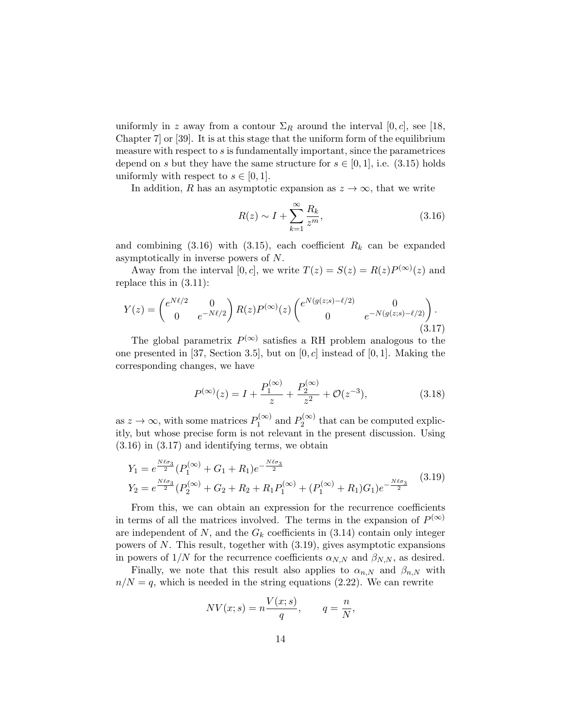uniformly in $z$ away from a contour $\Sigma_R$ around the interval $[0, c]$, see [18, Chapter 7] or [39]. It is at this stage that the uniform form of the equilibrium measure with respect to $s$ is fundamentally important, since the parametrices depend on $s$ but they have the same structure for $s \in [0, 1]$, i.e. (3.15) holds uniformly with respect to $s \in [0, 1]$.

In addition, $R$ has an asymptotic expansion as $z \to \infty$, that we write

$$R(z) \sim I + \sum_{k=1}^{\infty} \frac{R_k}{z^m}, \tag{3.16}$$

and combining (3.16) with (3.15), each coefficient $R_k$ can be expanded asymptotically in inverse powers of $N$.

Away from the interval $[0, c]$, we write $T(z) = S(z) = R(z)P^{(\infty)}(z)$ and replace this in (3.11):

$$Y(z) = \begin{pmatrix} e^{N\ell/2} & 0 \\ 0 & e^{-N\ell/2} \end{pmatrix} R(z) P^{(\infty)}(z) \begin{pmatrix} e^{N(g(z;s)-\ell/2)} & 0 \\ 0 & e^{-N(g(z;s)-\ell/2)} \end{pmatrix}. \tag{3.17}$$

The global parametrix $P^{(\infty)}$ satisfies a RH problem analogous to the one presented in [37, Section 3.5], but on $[0, c]$ instead of $[0, 1]$. Making the corresponding changes, we have

$$P^{(\infty)}(z) = I + \frac{P_1^{(\infty)}}{z} + \frac{P_2^{(\infty)}}{z^2} + \mathcal{O}(z^{-3}), \tag{3.18}$$

as $z \to \infty$, with some matrices $P_1^{(\infty)}$ and $P_2^{(\infty)}$ that can be computed explicitly, but whose precise form is not relevant in the present discussion. Using (3.16) in (3.17) and identifying terms, we obtain

$$\begin{aligned} Y_1 &= e^{\frac{N\ell\sigma_3}{2}} (P_1^{(\infty)} + G_1 + R_1) e^{-\frac{N\ell\sigma_3}{2}} \\ Y_2 &= e^{\frac{N\ell\sigma_3}{2}} (P_2^{(\infty)} + G_2 + R_2 + R_1 P_1^{(\infty)} + (P_1^{(\infty)} + R_1) G_1) e^{-\frac{N\ell\sigma_3}{2}} \end{aligned} \tag{3.19}$$

From this, we can obtain an expression for the recurrence coefficients in terms of all the matrices involved. The terms in the expansion of $P^{(\infty)}$ are independent of $N$, and the $G_k$ coefficients in (3.14) contain only integer powers of $N$. This result, together with (3.19), gives asymptotic expansions in powers of $1/N$ for the recurrence coefficients $\alpha_{N,N}$ and $\beta_{N,N}$, as desired.

Finally, we note that this result also applies to $\alpha_{n,N}$ and $\beta_{n,N}$ with $n/N = q$, which is needed in the string equations (2.22). We can rewrite

$$NV(x; s) = n \frac{V(x; s)}{q}, \qquad q = \frac{n}{N},$$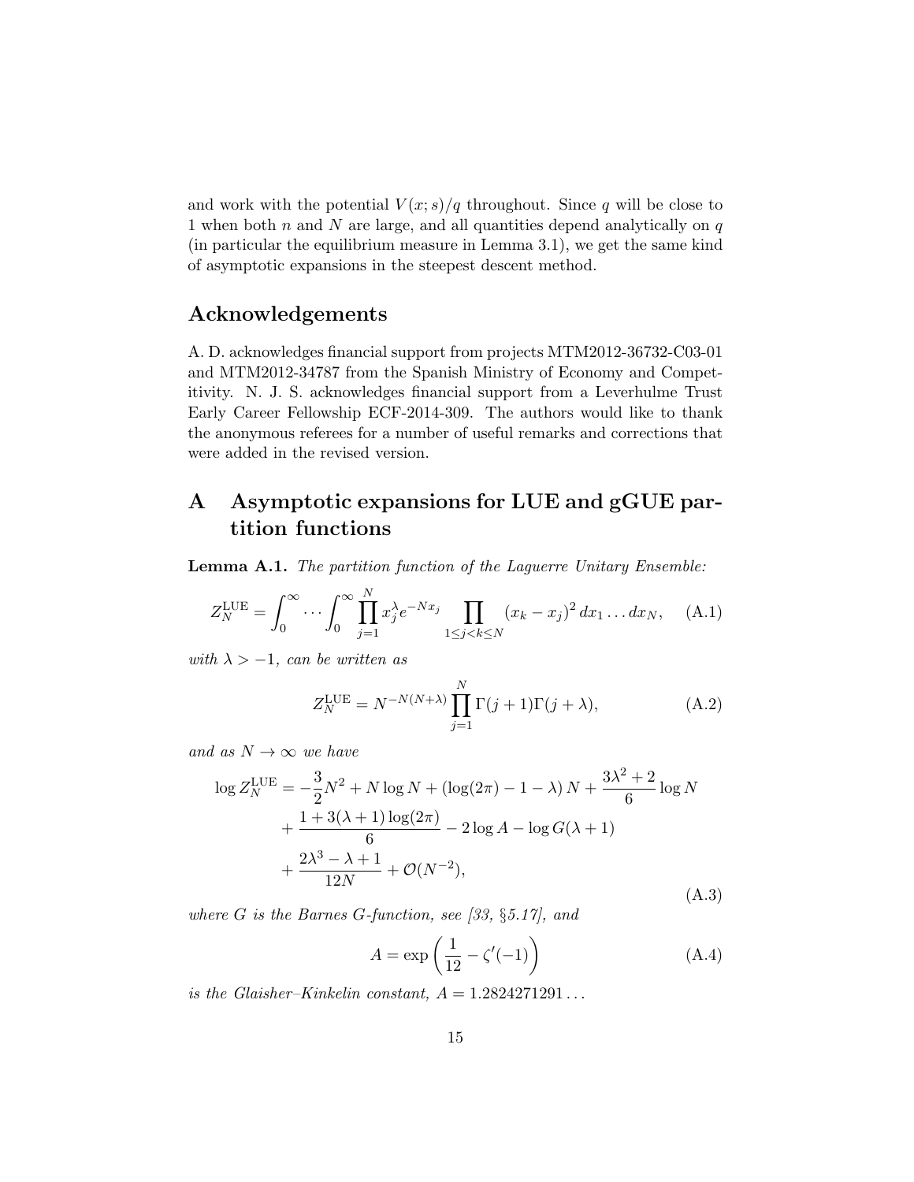and work with the potential $V(x;s)/q$ throughout. Since $q$ will be close to 1 when both $n$ and $N$ are large, and all quantities depend analytically on $q$ (in particular the equilibrium measure in Lemma 3.1), we get the same kind of asymptotic expansions in the steepest descent method.

## Acknowledgements

A. D. acknowledges financial support from projects MTM2012-36732-C03-01 and MTM2012-34787 from the Spanish Ministry of Economy and Competitivity. N. J. S. acknowledges financial support from a Leverhulme Trust Early Career Fellowship ECF-2014-309. The authors would like to thank the anonymous referees for a number of useful remarks and corrections that were added in the revised version.

## A Asymptotic expansions for LUE and gGUE partition functions

**Lemma A.1.** *The partition function of the Laguerre Unitary Ensemble:*

$$Z_N^{\mathrm{LUE}} = \int_0^\infty \cdots \int_0^\infty \prod_{j=1}^N x_j^\lambda e^{-Nx_j} \prod_{1\leq j<k\leq N} (x_k - x_j)^2 \, dx_1 \dots dx_N, \tag{A.1}$$

*with $\lambda > -1$, can be written as*

$$Z_N^{\mathrm{LUE}} = N^{-N(N+\lambda)} \prod_{j=1}^N \Gamma(j+1)\Gamma(j+\lambda), \tag{A.2}$$

*and as $N \to \infty$ we have*

$$\begin{aligned}
\log Z_N^{\mathrm{LUE}} = &-\frac{3}{2}N^2 + N\log N + (\log(2\pi) - 1 - \lambda)\, N + \frac{3\lambda^2 + 2}{6}\log N \\
&+ \frac{1 + 3(\lambda+1)\log(2\pi)}{6} - 2\log A - \log G(\lambda+1) \\
&+ \frac{2\lambda^3 - \lambda + 1}{12N} + \mathcal{O}(N^{-2}),
\end{aligned} \tag{A.3}$$

*where $G$ is the Barnes G-function, see [33, §5.17], and*

$$A = \exp\left(\frac{1}{12} - \zeta'(-1)\right) \tag{A.4}$$

*is the Glaisher–Kinkelin constant, $A = 1.2824271291\ldots$*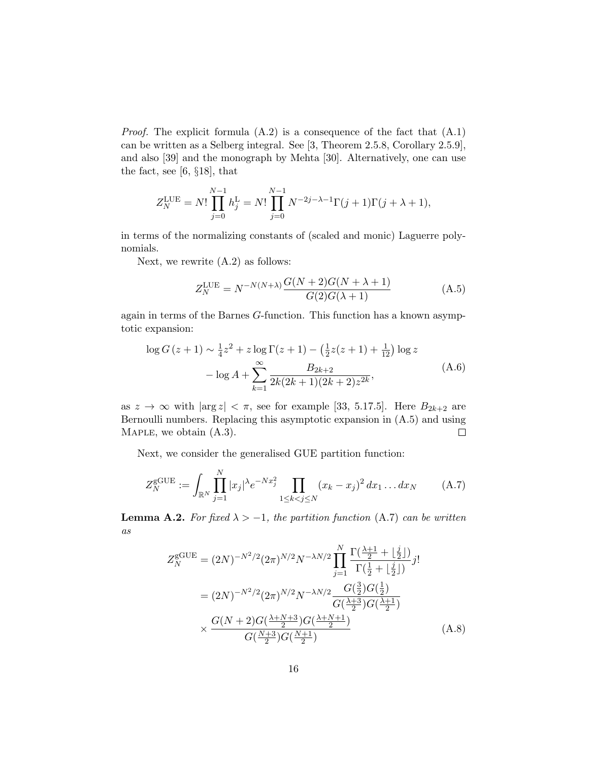*Proof.* The explicit formula (A.2) is a consequence of the fact that (A.1) can be written as a Selberg integral. See [3, Theorem 2.5.8, Corollary 2.5.9], and also [39] and the monograph by Mehta [30]. Alternatively, one can use the fact, see [6, §18], that

$$Z_N^{\mathrm{LUE}} = N! \prod_{j=0}^{N-1} h_j^{\mathrm{L}} = N! \prod_{j=0}^{N-1} N^{-2j-\lambda-1}\Gamma(j+1)\Gamma(j+\lambda+1),$$

in terms of the normalizing constants of (scaled and monic) Laguerre polynomials.

Next, we rewrite (A.2) as follows:

$$Z_N^{\mathrm{LUE}} = N^{-N(N+\lambda)} \frac{G(N+2)G(N+\lambda+1)}{G(2)G(\lambda+1)} \tag{A.5}$$

again in terms of the Barnes $G$-function. This function has a known asymptotic expansion:

$$\begin{aligned}\log G(z+1) \sim \tfrac{1}{4}z^2 + z\log\Gamma(z+1) - \left(\tfrac{1}{2}z(z+1)+\tfrac{1}{12}\right)\log z \\ - \log A + \sum_{k=1}^{\infty} \frac{B_{2k+2}}{2k(2k+1)(2k+2)z^{2k}},\end{aligned} \tag{A.6}$$

as $z \to \infty$ with $|\arg z| < \pi$, see for example [33, 5.17.5]. Here $B_{2k+2}$ are Bernoulli numbers. Replacing this asymptotic expansion in (A.5) and using Maple, we obtain (A.3). $\square$

Next, we consider the generalised GUE partition function:

$$Z_N^{\mathrm{gGUE}} := \int_{\mathbb{R}^N} \prod_{j=1}^{N} |x_j|^{\lambda} e^{-Nx_j^2} \prod_{1\le k<j\le N} (x_k - x_j)^2 \, dx_1 \dots dx_N \tag{A.7}$$

**Lemma A.2.** *For fixed $\lambda > -1$, the partition function* (A.7) *can be written as*

$$\begin{aligned} Z_N^{\mathrm{gGUE}} &= (2N)^{-N^2/2}(2\pi)^{N/2}N^{-\lambda N/2} \prod_{j=1}^{N} \frac{\Gamma(\frac{\lambda+1}{2}+\lfloor\frac{j}{2}\rfloor)}{\Gamma(\frac{1}{2}+\lfloor\frac{j}{2}\rfloor)} j! \\ &= (2N)^{-N^2/2}(2\pi)^{N/2}N^{-\lambda N/2} \frac{G(\frac{3}{2})G(\frac{1}{2})}{G(\frac{\lambda+3}{2})G(\frac{\lambda+1}{2})} \\ &\quad \times \frac{G(N+2)G(\frac{\lambda+N+3}{2})G(\frac{\lambda+N+1}{2})}{G(\frac{N+3}{2})G(\frac{N+1}{2})} \end{aligned} \tag{A.8}$$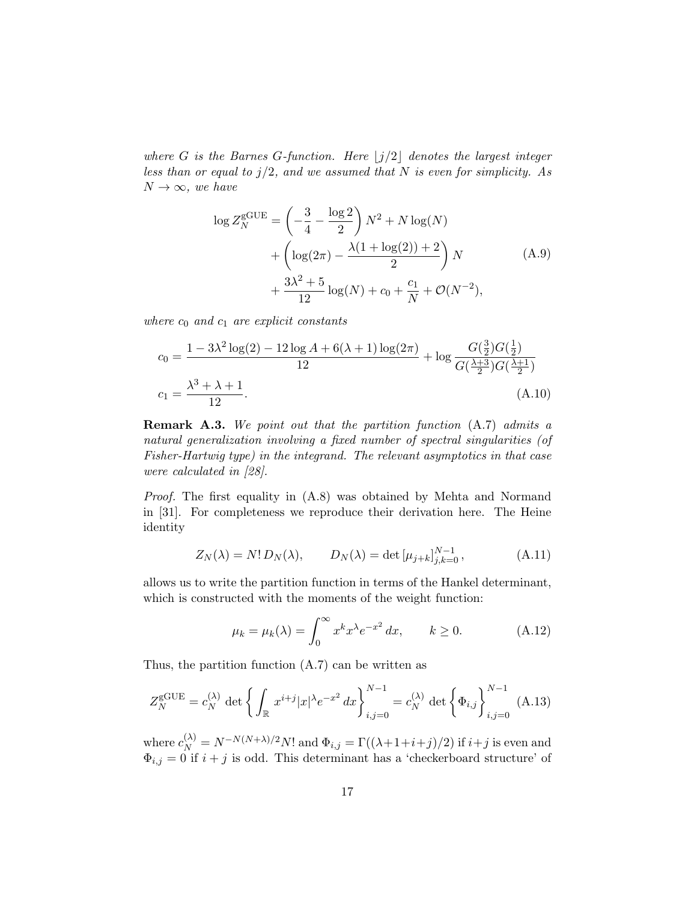*where $G$ is the Barnes $G$-function. Here $\lfloor j/2 \rfloor$ denotes the largest integer less than or equal to $j/2$, and we assumed that $N$ is even for simplicity. As $N \to \infty$, we have*

$$
\begin{aligned}
\log Z_N^{\mathrm{gGUE}} &= \left(-\frac{3}{4} - \frac{\log 2}{2}\right) N^2 + N \log(N) \\
&\quad + \left(\log(2\pi) - \frac{\lambda(1+\log(2)) + 2}{2}\right) N \\
&\quad + \frac{3\lambda^2 + 5}{12} \log(N) + c_0 + \frac{c_1}{N} + \mathcal{O}(N^{-2}),
\end{aligned}
\tag{A.9}
$$

*where $c_0$ and $c_1$ are explicit constants*

$$
\begin{aligned}
c_0 &= \frac{1 - 3\lambda^2 \log(2) - 12 \log A + 6(\lambda+1)\log(2\pi)}{12} + \log \frac{G(\frac{3}{2})G(\frac{1}{2})}{G(\frac{\lambda+3}{2})G(\frac{\lambda+1}{2})} \\
c_1 &= \frac{\lambda^3 + \lambda + 1}{12}.
\end{aligned}
\tag{A.10}
$$

**Remark A.3.** *We point out that the partition function* (A.7) *admits a natural generalization involving a fixed number of spectral singularities (of Fisher-Hartwig type) in the integrand. The relevant asymptotics in that case were calculated in [28].*

*Proof.* The first equality in (A.8) was obtained by Mehta and Normand in [31]. For completeness we reproduce their derivation here. The Heine identity

$$
Z_N(\lambda) = N!\, D_N(\lambda), \qquad D_N(\lambda) = \det\left[\mu_{j+k}\right]_{j,k=0}^{N-1}, \tag{A.11}
$$

allows us to write the partition function in terms of the Hankel determinant, which is constructed with the moments of the weight function:

$$
\mu_k = \mu_k(\lambda) = \int_0^\infty x^k x^\lambda e^{-x^2}\, dx, \qquad k \geq 0. \tag{A.12}
$$

Thus, the partition function (A.7) can be written as

$$
Z_N^{\mathrm{gGUE}} = c_N^{(\lambda)} \det\left\{ \int_{\mathbb{R}} x^{i+j} |x|^\lambda e^{-x^2}\, dx \right\}_{i,j=0}^{N-1} = c_N^{(\lambda)} \det\left\{ \Phi_{i,j} \right\}_{i,j=0}^{N-1} \tag{A.13}
$$

where $c_N^{(\lambda)} = N^{-N(N+\lambda)/2} N!$ and $\Phi_{i,j} = \Gamma((\lambda+1+i+j)/2)$ if $i+j$ is even and $\Phi_{i,j} = 0$ if $i+j$ is odd. This determinant has a 'checkerboard structure' of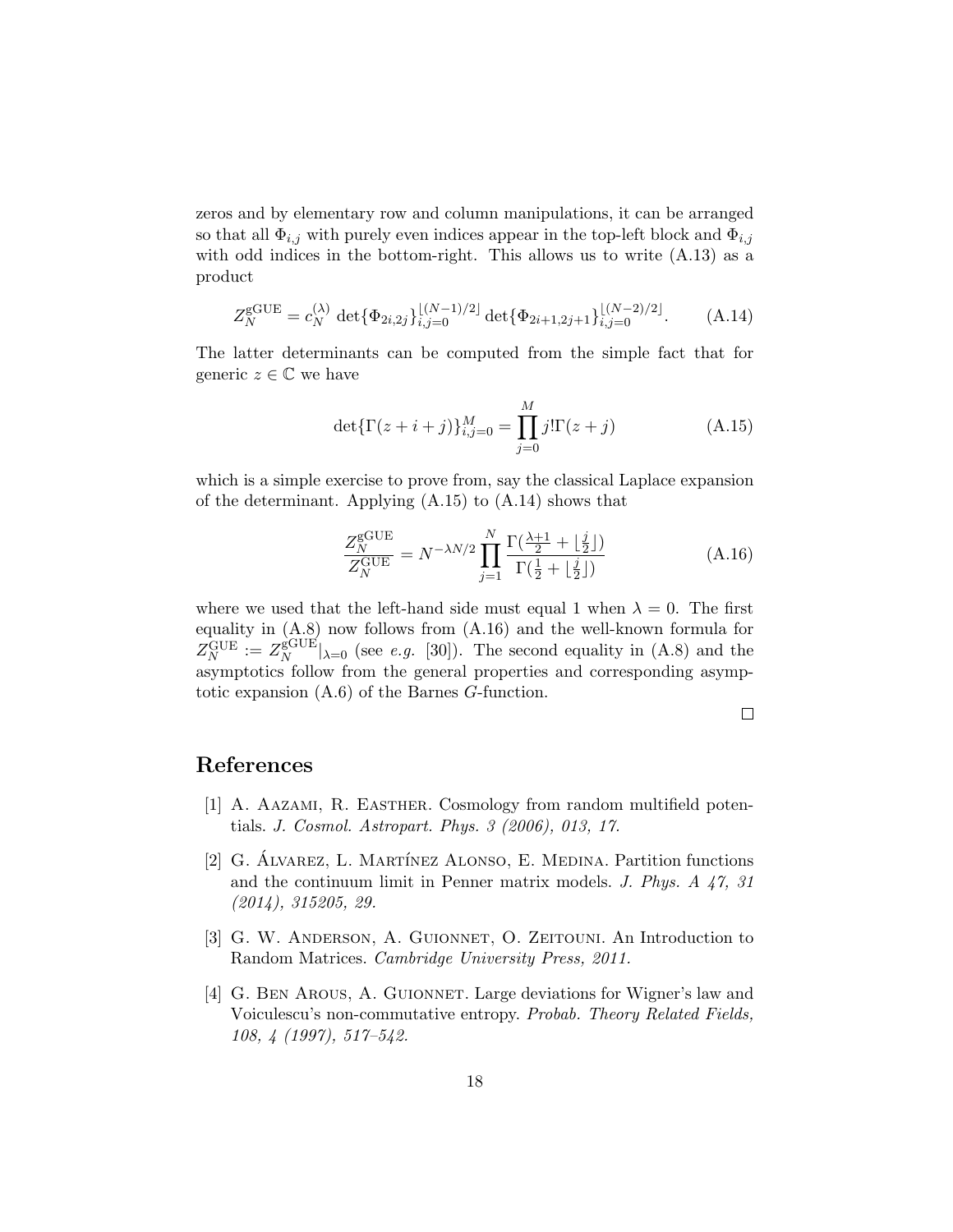zeros and by elementary row and column manipulations, it can be arranged so that all $\Phi_{i,j}$ with purely even indices appear in the top-left block and $\Phi_{i,j}$ with odd indices in the bottom-right. This allows us to write (A.13) as a product

$$Z_N^{\mathrm{gGUE}} = c_N^{(\lambda)} \det\{\Phi_{2i,2j}\}_{i,j=0}^{\lfloor (N-1)/2 \rfloor} \det\{\Phi_{2i+1,2j+1}\}_{i,j=0}^{\lfloor (N-2)/2 \rfloor}. \tag{A.14}$$

The latter determinants can be computed from the simple fact that for generic $z \in \mathbb{C}$ we have

$$\det\{\Gamma(z+i+j)\}_{i,j=0}^{M} = \prod_{j=0}^{M} j!\Gamma(z+j) \tag{A.15}$$

which is a simple exercise to prove from, say the classical Laplace expansion of the determinant. Applying (A.15) to (A.14) shows that

$$\frac{Z_N^{\mathrm{gGUE}}}{Z_N^{\mathrm{GUE}}} = N^{-\lambda N/2} \prod_{j=1}^{N} \frac{\Gamma(\frac{\lambda+1}{2} + \lfloor \frac{j}{2} \rfloor)}{\Gamma(\frac{1}{2} + \lfloor \frac{j}{2} \rfloor)} \tag{A.16}$$

where we used that the left-hand side must equal 1 when $\lambda = 0$. The first equality in (A.8) now follows from (A.16) and the well-known formula for $Z_N^{\mathrm{GUE}} := Z_N^{\mathrm{gGUE}}|_{\lambda=0}$ (see *e.g.* [30]). The second equality in (A.8) and the asymptotics follow from the general properties and corresponding asymptotic expansion (A.6) of the Barnes $G$-function.

□

# References

[1] A. Aazami, R. Easther. Cosmology from random multifield potentials. *J. Cosmol. Astropart. Phys. 3 (2006), 013, 17.*

[2] G. Álvarez, L. Martínez Alonso, E. Medina. Partition functions and the continuum limit in Penner matrix models. *J. Phys. A 47, 31 (2014), 315205, 29.*

[3] G. W. Anderson, A. Guionnet, O. Zeitouni. An Introduction to Random Matrices. *Cambridge University Press, 2011.*

[4] G. Ben Arous, A. Guionnet. Large deviations for Wigner's law and Voiculescu's non-commutative entropy. *Probab. Theory Related Fields, 108, 4 (1997), 517–542.*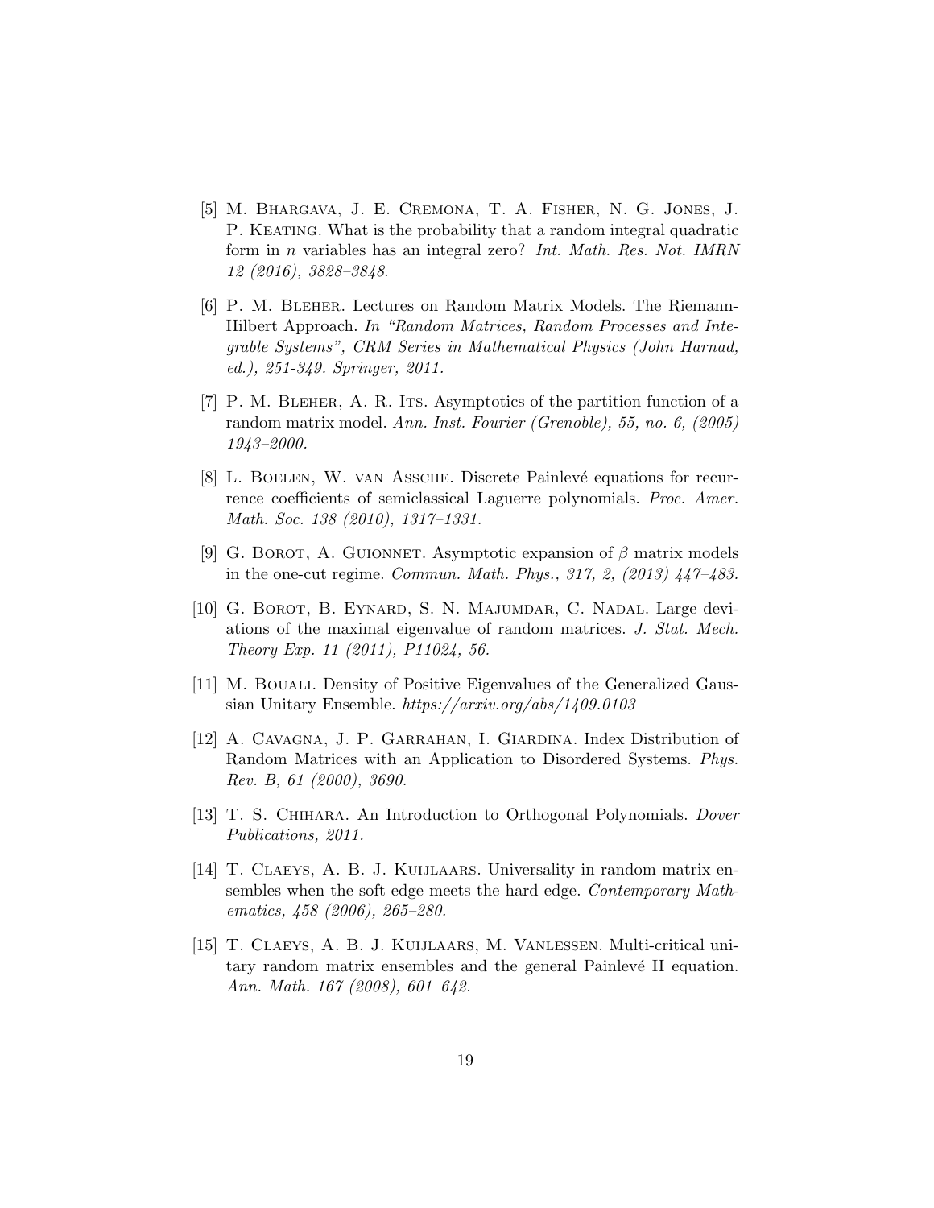[5] M. Bhargava, J. E. Cremona, T. A. Fisher, N. G. Jones, J. P. Keating. What is the probability that a random integral quadratic form in $n$ variables has an integral zero? *Int. Math. Res. Not. IMRN 12 (2016), 3828–3848*.

[6] P. M. Bleher. Lectures on Random Matrix Models. The Riemann-Hilbert Approach. *In "Random Matrices, Random Processes and Integrable Systems", CRM Series in Mathematical Physics (John Harnad, ed.), 251-349. Springer, 2011.*

[7] P. M. Bleher, A. R. Its. Asymptotics of the partition function of a random matrix model. *Ann. Inst. Fourier (Grenoble), 55, no. 6, (2005) 1943–2000.*

[8] L. Boelen, W. van Assche. Discrete Painlevé equations for recurrence coefficients of semiclassical Laguerre polynomials. *Proc. Amer. Math. Soc. 138 (2010), 1317–1331.*

[9] G. Borot, A. Guionnet. Asymptotic expansion of $\beta$ matrix models in the one-cut regime. *Commun. Math. Phys., 317, 2, (2013) 447–483.*

[10] G. Borot, B. Eynard, S. N. Majumdar, C. Nadal. Large deviations of the maximal eigenvalue of random matrices. *J. Stat. Mech. Theory Exp. 11 (2011), P11024, 56.*

[11] M. Bouali. Density of Positive Eigenvalues of the Generalized Gaussian Unitary Ensemble. *https://arxiv.org/abs/1409.0103*

[12] A. Cavagna, J. P. Garrahan, I. Giardina. Index Distribution of Random Matrices with an Application to Disordered Systems. *Phys. Rev. B, 61 (2000), 3690.*

[13] T. S. Chihara. An Introduction to Orthogonal Polynomials. *Dover Publications, 2011.*

[14] T. Claeys, A. B. J. Kuijlaars. Universality in random matrix ensembles when the soft edge meets the hard edge. *Contemporary Mathematics, 458 (2006), 265–280.*

[15] T. Claeys, A. B. J. Kuijlaars, M. Vanlessen. Multi-critical unitary random matrix ensembles and the general Painlevé II equation. *Ann. Math. 167 (2008), 601–642.*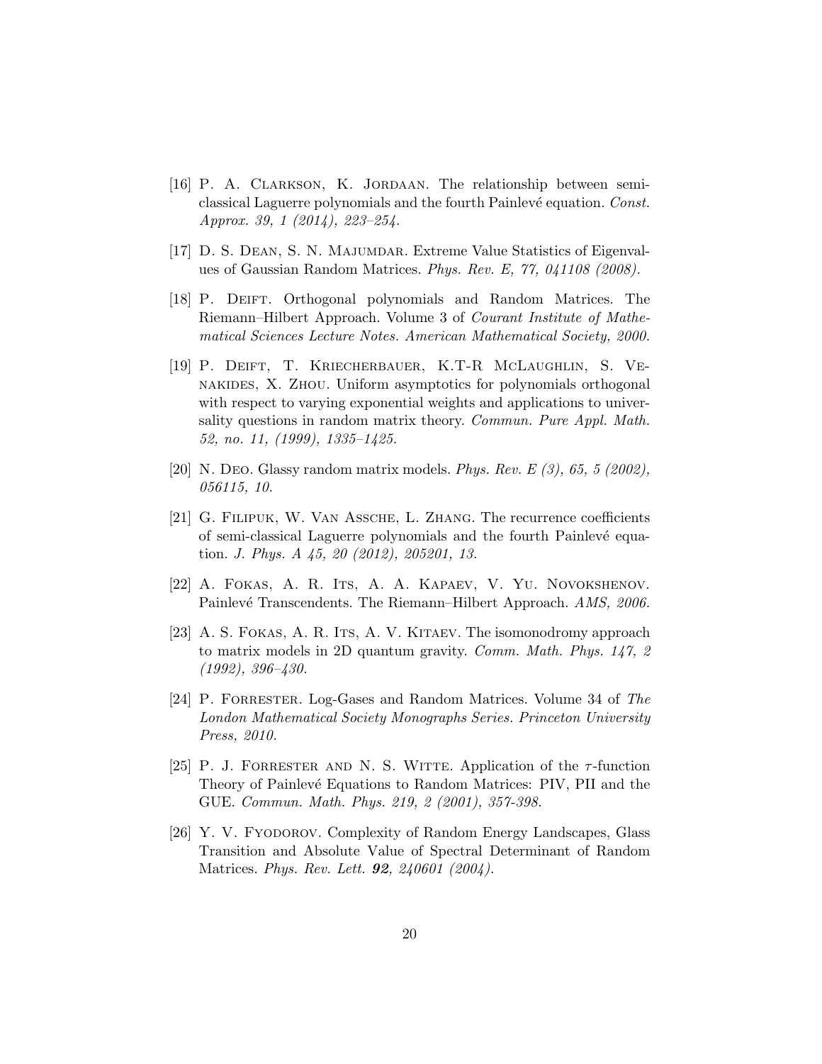[16] P. A. Clarkson, K. Jordaan. The relationship between semi-classical Laguerre polynomials and the fourth Painlevé equation. *Const. Approx. 39, 1 (2014), 223–254.*

[17] D. S. Dean, S. N. Majumdar. Extreme Value Statistics of Eigenvalues of Gaussian Random Matrices. *Phys. Rev. E, 77, 041108 (2008).*

[18] P. Deift. Orthogonal polynomials and Random Matrices. The Riemann–Hilbert Approach. Volume 3 of *Courant Institute of Mathematical Sciences Lecture Notes. American Mathematical Society, 2000.*

[19] P. Deift, T. Kriecherbauer, K.T-R McLaughlin, S. Venakides, X. Zhou. Uniform asymptotics for polynomials orthogonal with respect to varying exponential weights and applications to universality questions in random matrix theory. *Commun. Pure Appl. Math. 52, no. 11, (1999), 1335–1425.*

[20] N. Deo. Glassy random matrix models. *Phys. Rev. E (3), 65, 5 (2002), 056115, 10.*

[21] G. Filipuk, W. Van Assche, L. Zhang. The recurrence coefficients of semi-classical Laguerre polynomials and the fourth Painlevé equation. *J. Phys. A 45, 20 (2012), 205201, 13.*

[22] A. Fokas, A. R. Its, A. A. Kapaev, V. Yu. Novokshenov. Painlevé Transcendents. The Riemann–Hilbert Approach. *AMS, 2006.*

[23] A. S. Fokas, A. R. Its, A. V. Kitaev. The isomonodromy approach to matrix models in 2D quantum gravity. *Comm. Math. Phys. 147, 2 (1992), 396–430.*

[24] P. Forrester. Log-Gases and Random Matrices. Volume 34 of *The London Mathematical Society Monographs Series. Princeton University Press, 2010.*

[25] P. J. Forrester and N. S. Witte. Application of the $\tau$-function Theory of Painlevé Equations to Random Matrices: PIV, PII and the GUE. *Commun. Math. Phys. 219, 2 (2001), 357-398.*

[26] Y. V. Fyodorov. Complexity of Random Energy Landscapes, Glass Transition and Absolute Value of Spectral Determinant of Random Matrices. *Phys. Rev. Lett.* ***92****, 240601 (2004).*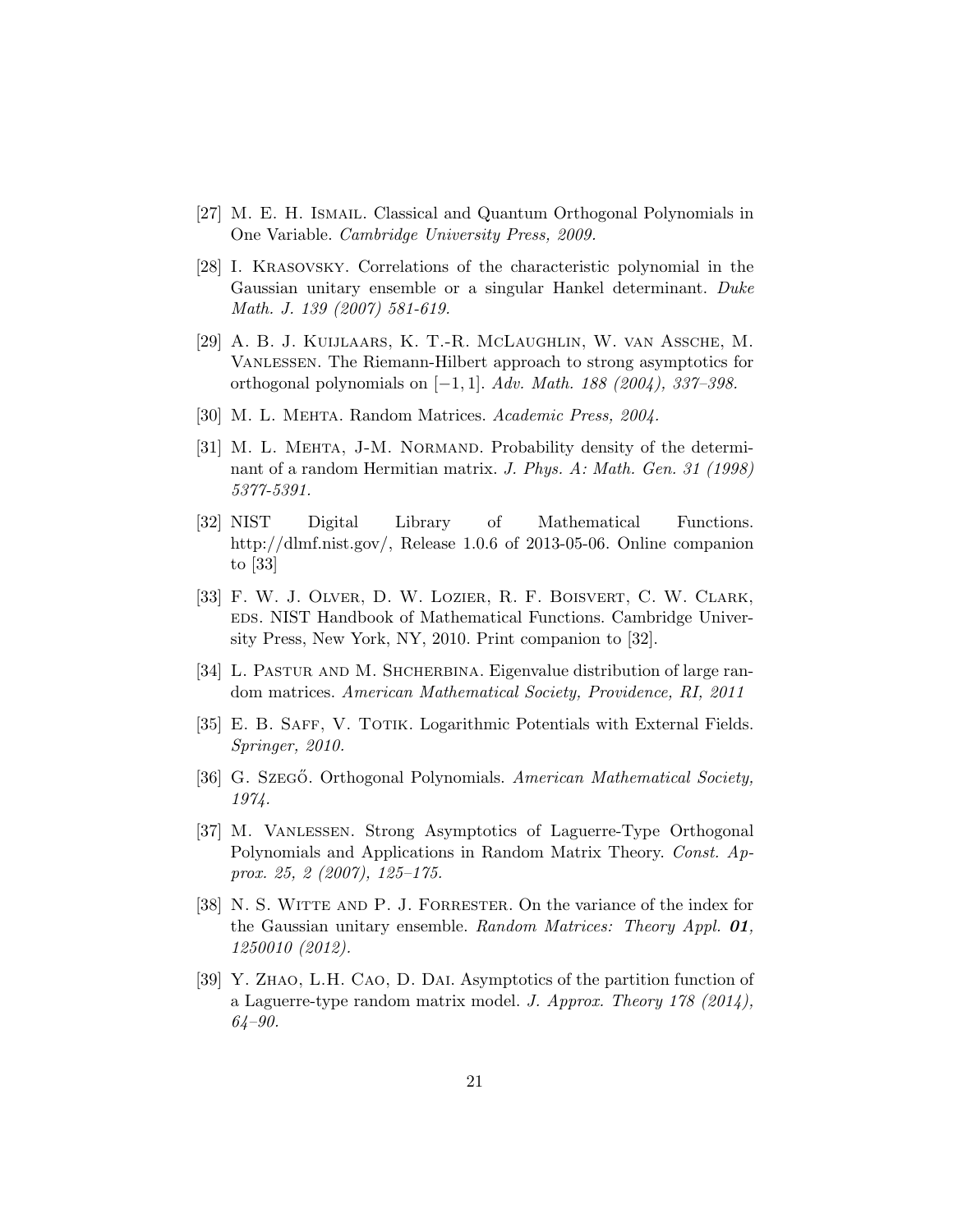[27] M. E. H. Ismail. Classical and Quantum Orthogonal Polynomials in One Variable. *Cambridge University Press, 2009.*

[28] I. Krasovsky. Correlations of the characteristic polynomial in the Gaussian unitary ensemble or a singular Hankel determinant. *Duke Math. J. 139 (2007) 581-619.*

[29] A. B. J. Kuijlaars, K. T.-R. McLaughlin, W. van Assche, M. Vanlessen. The Riemann-Hilbert approach to strong asymptotics for orthogonal polynomials on $[-1, 1]$. *Adv. Math. 188 (2004), 337–398.*

[30] M. L. Mehta. Random Matrices. *Academic Press, 2004.*

[31] M. L. Mehta, J-M. Normand. Probability density of the determinant of a random Hermitian matrix. *J. Phys. A: Math. Gen. 31 (1998) 5377-5391.*

[32] NIST Digital Library of Mathematical Functions. http://dlmf.nist.gov/, Release 1.0.6 of 2013-05-06. Online companion to [33]

[33] F. W. J. Olver, D. W. Lozier, R. F. Boisvert, C. W. Clark, eds. NIST Handbook of Mathematical Functions. Cambridge University Press, New York, NY, 2010. Print companion to [32].

[34] L. Pastur and M. Shcherbina. Eigenvalue distribution of large random matrices. *American Mathematical Society, Providence, RI, 2011*

[35] E. B. Saff, V. Totik. Logarithmic Potentials with External Fields. *Springer, 2010.*

[36] G. Szegő. Orthogonal Polynomials. *American Mathematical Society, 1974.*

[37] M. Vanlessen. Strong Asymptotics of Laguerre-Type Orthogonal Polynomials and Applications in Random Matrix Theory. *Const. Approx. 25, 2 (2007), 125–175.*

[38] N. S. Witte and P. J. Forrester. On the variance of the index for the Gaussian unitary ensemble. *Random Matrices: Theory Appl.* ***01****, 1250010 (2012).*

[39] Y. Zhao, L.H. Cao, D. Dai. Asymptotics of the partition function of a Laguerre-type random matrix model. *J. Approx. Theory 178 (2014), 64–90.*